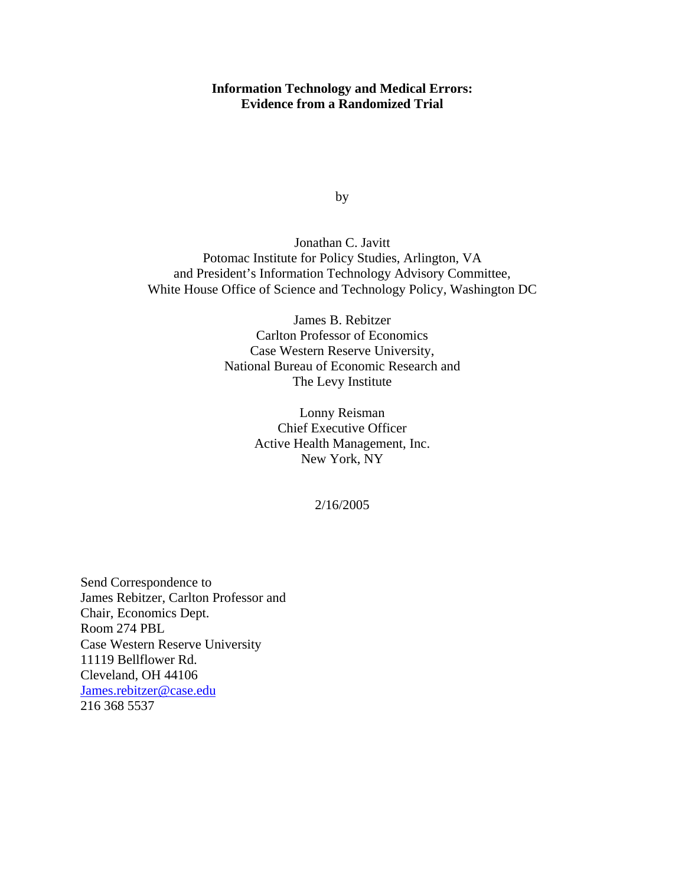**Information Technology and Medical Errors:**
**Evidence from a Randomized Trial**

by

Jonathan C. Javitt
Potomac Institute for Policy Studies, Arlington, VA
and President's Information Technology Advisory Committee,
White House Office of Science and Technology Policy, Washington DC

James B. Rebitzer
Carlton Professor of Economics
Case Western Reserve University,
National Bureau of Economic Research and
The Levy Institute

Lonny Reisman
Chief Executive Officer
Active Health Management, Inc.
New York, NY

2/16/2005

Send Correspondence to
James Rebitzer, Carlton Professor and
Chair, Economics Dept.
Room 274 PBL
Case Western Reserve University
11119 Bellflower Rd.
Cleveland, OH 44106
James.rebitzer@case.edu
216 368 5537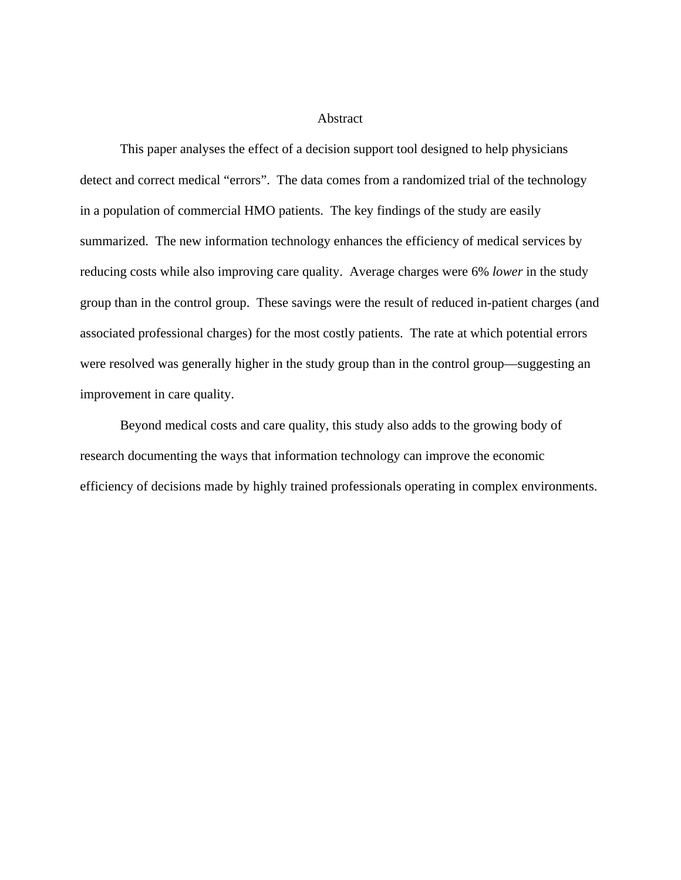# Abstract

This paper analyses the effect of a decision support tool designed to help physicians detect and correct medical "errors". The data comes from a randomized trial of the technology in a population of commercial HMO patients. The key findings of the study are easily summarized. The new information technology enhances the efficiency of medical services by reducing costs while also improving care quality. Average charges were 6% *lower* in the study group than in the control group. These savings were the result of reduced in-patient charges (and associated professional charges) for the most costly patients. The rate at which potential errors were resolved was generally higher in the study group than in the control group—suggesting an improvement in care quality.

Beyond medical costs and care quality, this study also adds to the growing body of research documenting the ways that information technology can improve the economic efficiency of decisions made by highly trained professionals operating in complex environments.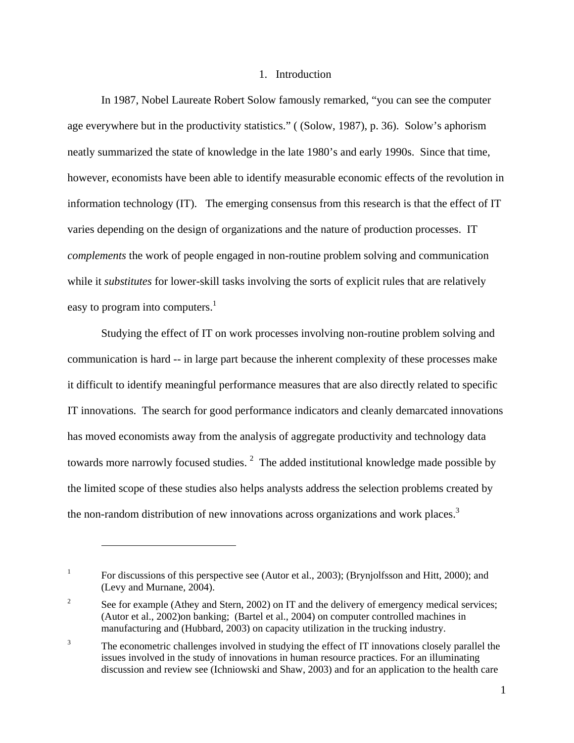# 1. Introduction

In 1987, Nobel Laureate Robert Solow famously remarked, "you can see the computer age everywhere but in the productivity statistics." ( (Solow, 1987), p. 36). Solow's aphorism neatly summarized the state of knowledge in the late 1980's and early 1990s. Since that time, however, economists have been able to identify measurable economic effects of the revolution in information technology (IT). The emerging consensus from this research is that the effect of IT varies depending on the design of organizations and the nature of production processes. IT *complements* the work of people engaged in non-routine problem solving and communication while it *substitutes* for lower-skill tasks involving the sorts of explicit rules that are relatively easy to program into computers.[1]

Studying the effect of IT on work processes involving non-routine problem solving and communication is hard -- in large part because the inherent complexity of these processes make it difficult to identify meaningful performance measures that are also directly related to specific IT innovations. The search for good performance indicators and cleanly demarcated innovations has moved economists away from the analysis of aggregate productivity and technology data towards more narrowly focused studies.[2] The added institutional knowledge made possible by the limited scope of these studies also helps analysts address the selection problems created by the non-random distribution of new innovations across organizations and work places.[3]

---

[1] For discussions of this perspective see (Autor et al., 2003); (Brynjolfsson and Hitt, 2000); and (Levy and Murnane, 2004).

[2] See for example (Athey and Stern, 2002) on IT and the delivery of emergency medical services; (Autor et al., 2002)on banking; (Bartel et al., 2004) on computer controlled machines in manufacturing and (Hubbard, 2003) on capacity utilization in the trucking industry.

[3] The econometric challenges involved in studying the effect of IT innovations closely parallel the issues involved in the study of innovations in human resource practices. For an illuminating discussion and review see (Ichniowski and Shaw, 2003) and for an application to the health care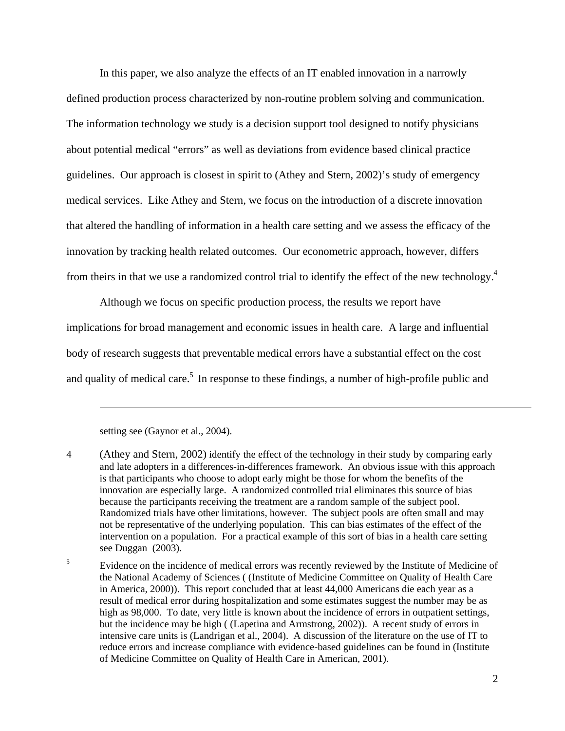In this paper, we also analyze the effects of an IT enabled innovation in a narrowly defined production process characterized by non-routine problem solving and communication. The information technology we study is a decision support tool designed to notify physicians about potential medical "errors" as well as deviations from evidence based clinical practice guidelines. Our approach is closest in spirit to (Athey and Stern, 2002)'s study of emergency medical services. Like Athey and Stern, we focus on the introduction of a discrete innovation that altered the handling of information in a health care setting and we assess the efficacy of the innovation by tracking health related outcomes. Our econometric approach, however, differs from theirs in that we use a randomized control trial to identify the effect of the new technology.[4]

Although we focus on specific production process, the results we report have implications for broad management and economic issues in health care. A large and influential body of research suggests that preventable medical errors have a substantial effect on the cost and quality of medical care.[5] In response to these findings, a number of high-profile public and

---

setting see (Gaynor et al., 2004).

4 (Athey and Stern, 2002) identify the effect of the technology in their study by comparing early and late adopters in a differences-in-differences framework. An obvious issue with this approach is that participants who choose to adopt early might be those for whom the benefits of the innovation are especially large. A randomized controlled trial eliminates this source of bias because the participants receiving the treatment are a random sample of the subject pool. Randomized trials have other limitations, however. The subject pools are often small and may not be representative of the underlying population. This can bias estimates of the effect of the intervention on a population. For a practical example of this sort of bias in a health care setting see Duggan (2003).

5 Evidence on the incidence of medical errors was recently reviewed by the Institute of Medicine of the National Academy of Sciences ( (Institute of Medicine Committee on Quality of Health Care in America, 2000)). This report concluded that at least 44,000 Americans die each year as a result of medical error during hospitalization and some estimates suggest the number may be as high as 98,000. To date, very little is known about the incidence of errors in outpatient settings, but the incidence may be high ( (Lapetina and Armstrong, 2002)). A recent study of errors in intensive care units is (Landrigan et al., 2004). A discussion of the literature on the use of IT to reduce errors and increase compliance with evidence-based guidelines can be found in (Institute of Medicine Committee on Quality of Health Care in American, 2001).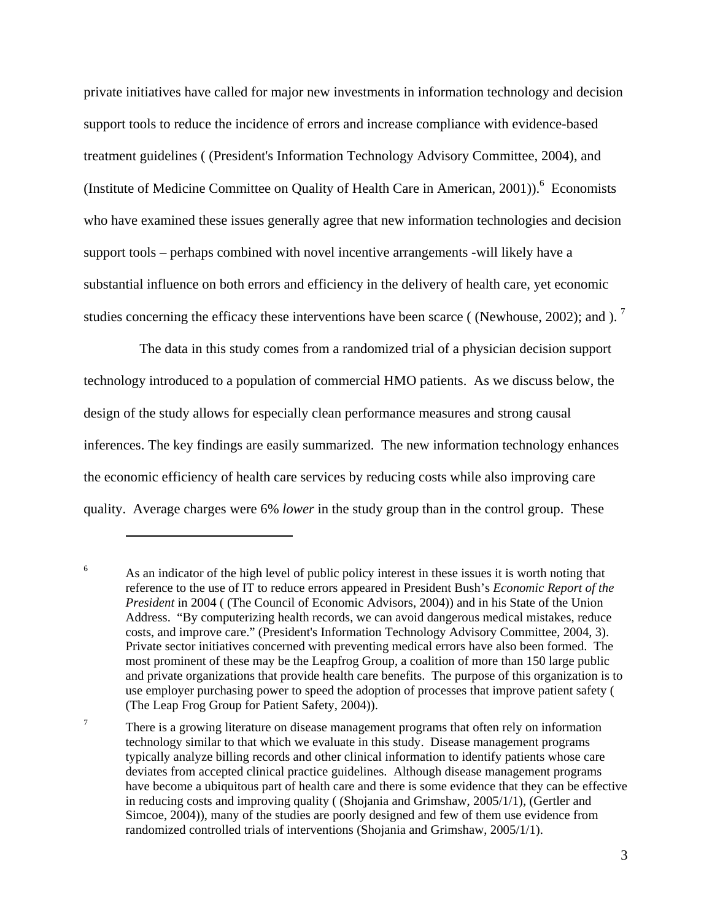private initiatives have called for major new investments in information technology and decision support tools to reduce the incidence of errors and increase compliance with evidence-based treatment guidelines ( (President's Information Technology Advisory Committee, 2004), and (Institute of Medicine Committee on Quality of Health Care in American, 2001)).[6] Economists who have examined these issues generally agree that new information technologies and decision support tools – perhaps combined with novel incentive arrangements -will likely have a substantial influence on both errors and efficiency in the delivery of health care, yet economic studies concerning the efficacy these interventions have been scarce ( (Newhouse, 2002); and ). [7]

The data in this study comes from a randomized trial of a physician decision support technology introduced to a population of commercial HMO patients. As we discuss below, the design of the study allows for especially clean performance measures and strong causal inferences. The key findings are easily summarized. The new information technology enhances the economic efficiency of health care services by reducing costs while also improving care quality. Average charges were 6% *lower* in the study group than in the control group. These

---

[6] As an indicator of the high level of public policy interest in these issues it is worth noting that reference to the use of IT to reduce errors appeared in President Bush's *Economic Report of the President* in 2004 ( (The Council of Economic Advisors, 2004)) and in his State of the Union Address. "By computerizing health records, we can avoid dangerous medical mistakes, reduce costs, and improve care." (President's Information Technology Advisory Committee, 2004, 3). Private sector initiatives concerned with preventing medical errors have also been formed. The most prominent of these may be the Leapfrog Group, a coalition of more than 150 large public and private organizations that provide health care benefits. The purpose of this organization is to use employer purchasing power to speed the adoption of processes that improve patient safety ( (The Leap Frog Group for Patient Safety, 2004)).

[7] There is a growing literature on disease management programs that often rely on information technology similar to that which we evaluate in this study. Disease management programs typically analyze billing records and other clinical information to identify patients whose care deviates from accepted clinical practice guidelines. Although disease management programs have become a ubiquitous part of health care and there is some evidence that they can be effective in reducing costs and improving quality ( (Shojania and Grimshaw, 2005/1/1), (Gertler and Simcoe, 2004)), many of the studies are poorly designed and few of them use evidence from randomized controlled trials of interventions (Shojania and Grimshaw, 2005/1/1).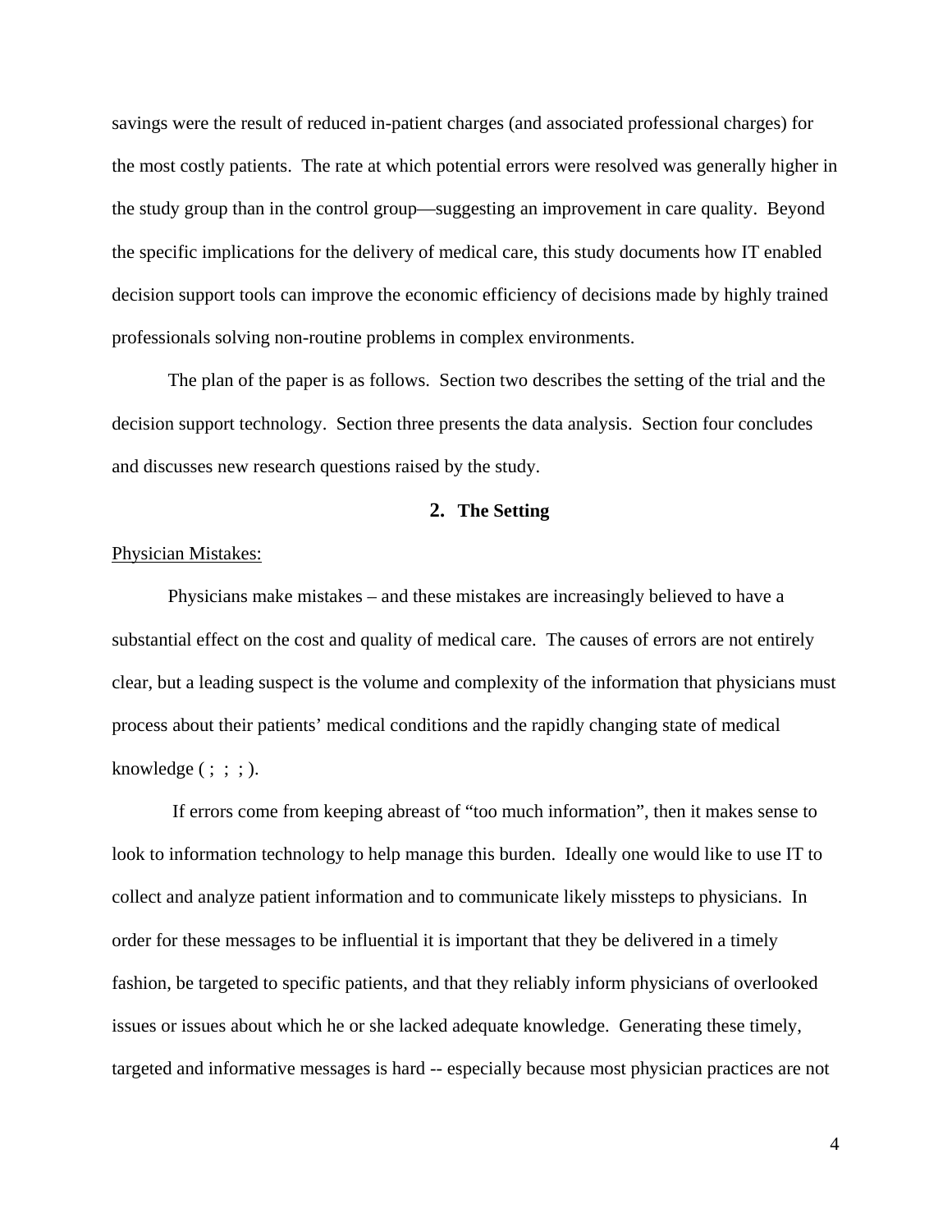savings were the result of reduced in-patient charges (and associated professional charges) for the most costly patients. The rate at which potential errors were resolved was generally higher in the study group than in the control group—suggesting an improvement in care quality. Beyond the specific implications for the delivery of medical care, this study documents how IT enabled decision support tools can improve the economic efficiency of decisions made by highly trained professionals solving non-routine problems in complex environments.

The plan of the paper is as follows. Section two describes the setting of the trial and the decision support technology. Section three presents the data analysis. Section four concludes and discusses new research questions raised by the study.

## 2. The Setting

Physician Mistakes:

Physicians make mistakes – and these mistakes are increasingly believed to have a substantial effect on the cost and quality of medical care. The causes of errors are not entirely clear, but a leading suspect is the volume and complexity of the information that physicians must process about their patients' medical conditions and the rapidly changing state of medical knowledge ( ; ; ; ).

If errors come from keeping abreast of "too much information", then it makes sense to look to information technology to help manage this burden. Ideally one would like to use IT to collect and analyze patient information and to communicate likely missteps to physicians. In order for these messages to be influential it is important that they be delivered in a timely fashion, be targeted to specific patients, and that they reliably inform physicians of overlooked issues or issues about which he or she lacked adequate knowledge. Generating these timely, targeted and informative messages is hard -- especially because most physician practices are not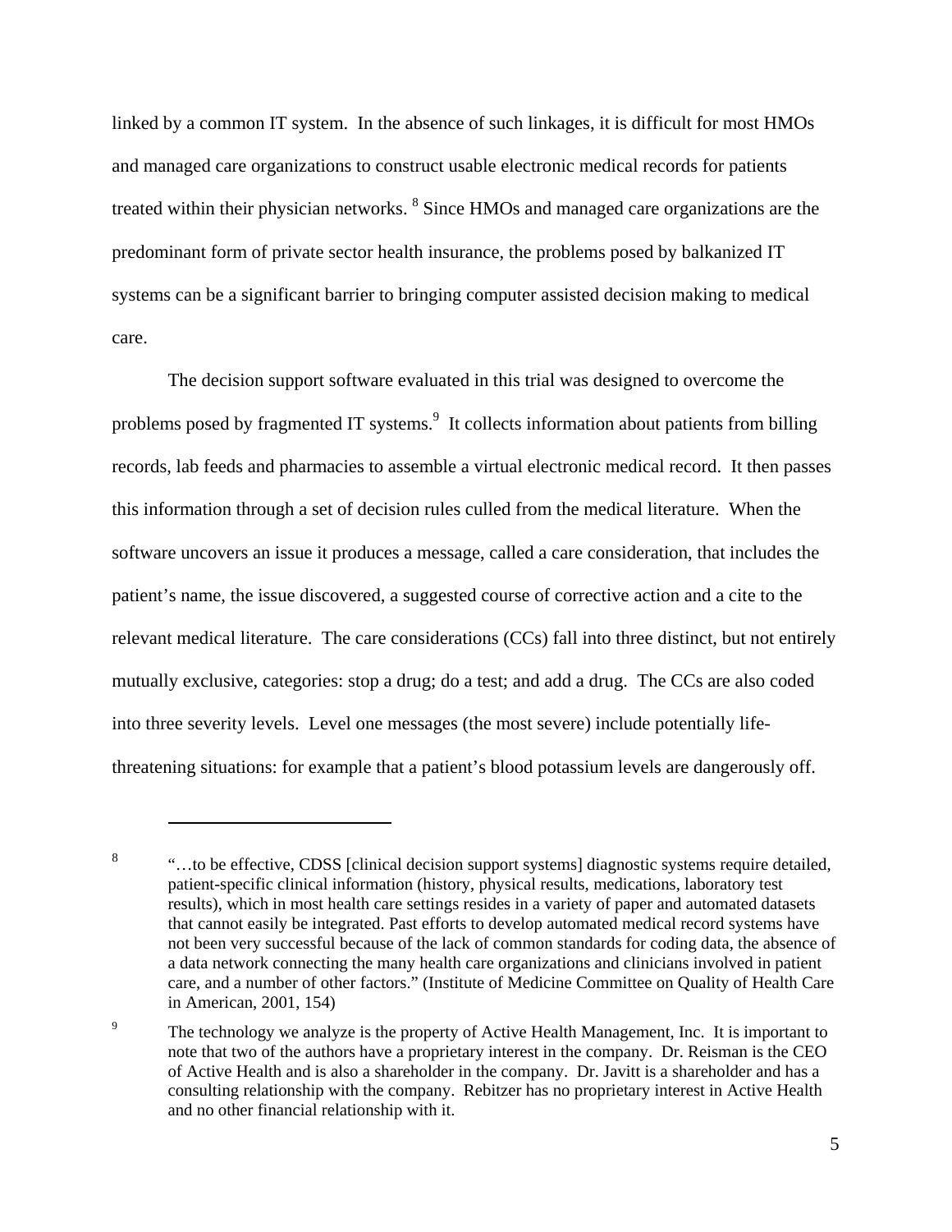linked by a common IT system. In the absence of such linkages, it is difficult for most HMOs and managed care organizations to construct usable electronic medical records for patients treated within their physician networks.[8] Since HMOs and managed care organizations are the predominant form of private sector health insurance, the problems posed by balkanized IT systems can be a significant barrier to bringing computer assisted decision making to medical care.

The decision support software evaluated in this trial was designed to overcome the problems posed by fragmented IT systems.[9] It collects information about patients from billing records, lab feeds and pharmacies to assemble a virtual electronic medical record. It then passes this information through a set of decision rules culled from the medical literature. When the software uncovers an issue it produces a message, called a care consideration, that includes the patient's name, the issue discovered, a suggested course of corrective action and a cite to the relevant medical literature. The care considerations (CCs) fall into three distinct, but not entirely mutually exclusive, categories: stop a drug; do a test; and add a drug. The CCs are also coded into three severity levels. Level one messages (the most severe) include potentially life-threatening situations: for example that a patient's blood potassium levels are dangerously off.

---

[8] "…to be effective, CDSS [clinical decision support systems] diagnostic systems require detailed, patient-specific clinical information (history, physical results, medications, laboratory test results), which in most health care settings resides in a variety of paper and automated datasets that cannot easily be integrated. Past efforts to develop automated medical record systems have not been very successful because of the lack of common standards for coding data, the absence of a data network connecting the many health care organizations and clinicians involved in patient care, and a number of other factors." (Institute of Medicine Committee on Quality of Health Care in American, 2001, 154)

[9] The technology we analyze is the property of Active Health Management, Inc. It is important to note that two of the authors have a proprietary interest in the company. Dr. Reisman is the CEO of Active Health and is also a shareholder in the company. Dr. Javitt is a shareholder and has a consulting relationship with the company. Rebitzer has no proprietary interest in Active Health and no other financial relationship with it.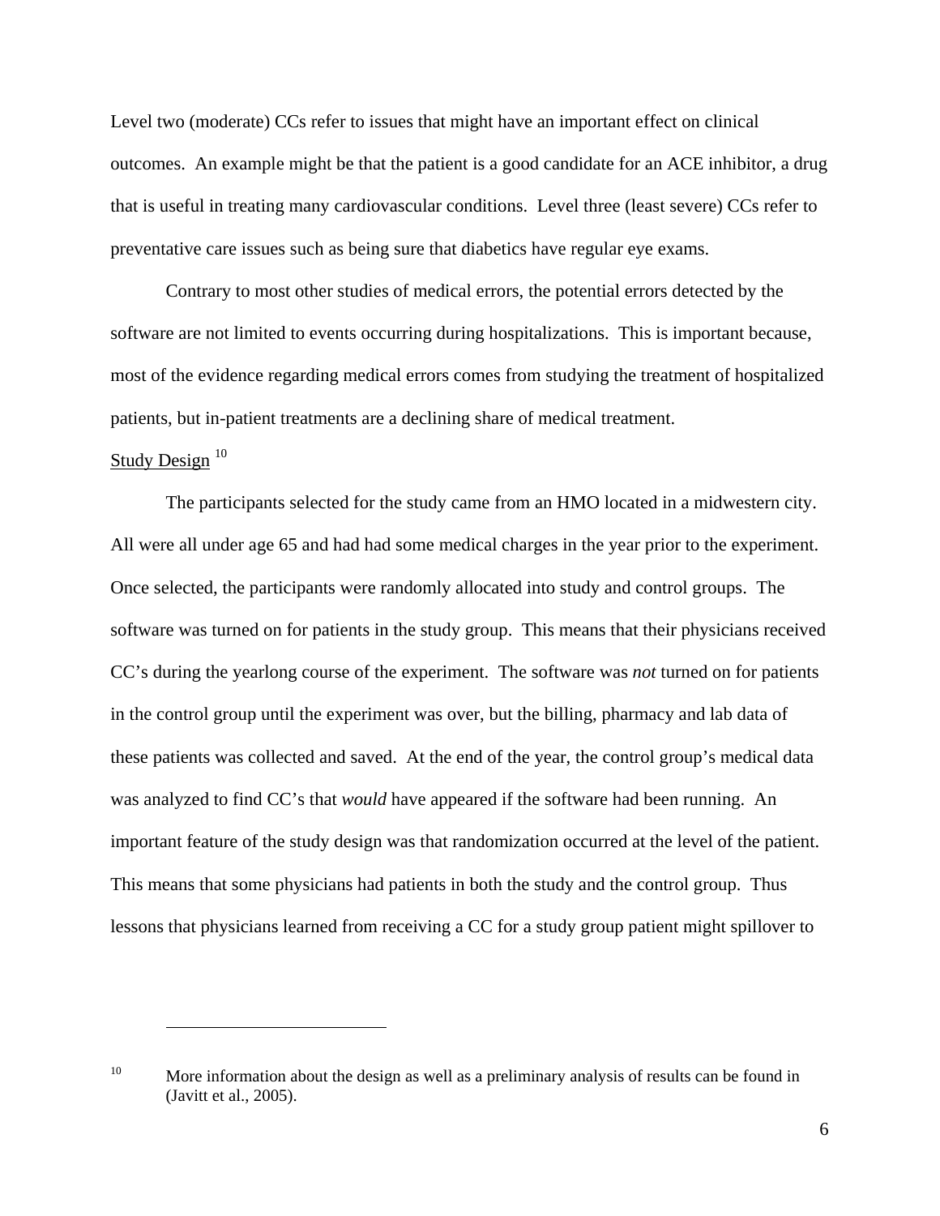Level two (moderate) CCs refer to issues that might have an important effect on clinical outcomes. An example might be that the patient is a good candidate for an ACE inhibitor, a drug that is useful in treating many cardiovascular conditions. Level three (least severe) CCs refer to preventative care issues such as being sure that diabetics have regular eye exams.

Contrary to most other studies of medical errors, the potential errors detected by the software are not limited to events occurring during hospitalizations. This is important because, most of the evidence regarding medical errors comes from studying the treatment of hospitalized patients, but in-patient treatments are a declining share of medical treatment.

Study Design [10]

The participants selected for the study came from an HMO located in a midwestern city. All were all under age 65 and had had some medical charges in the year prior to the experiment. Once selected, the participants were randomly allocated into study and control groups. The software was turned on for patients in the study group. This means that their physicians received CC's during the yearlong course of the experiment. The software was *not* turned on for patients in the control group until the experiment was over, but the billing, pharmacy and lab data of these patients was collected and saved. At the end of the year, the control group's medical data was analyzed to find CC's that *would* have appeared if the software had been running. An important feature of the study design was that randomization occurred at the level of the patient. This means that some physicians had patients in both the study and the control group. Thus lessons that physicians learned from receiving a CC for a study group patient might spillover to

---

[10] More information about the design as well as a preliminary analysis of results can be found in (Javitt et al., 2005).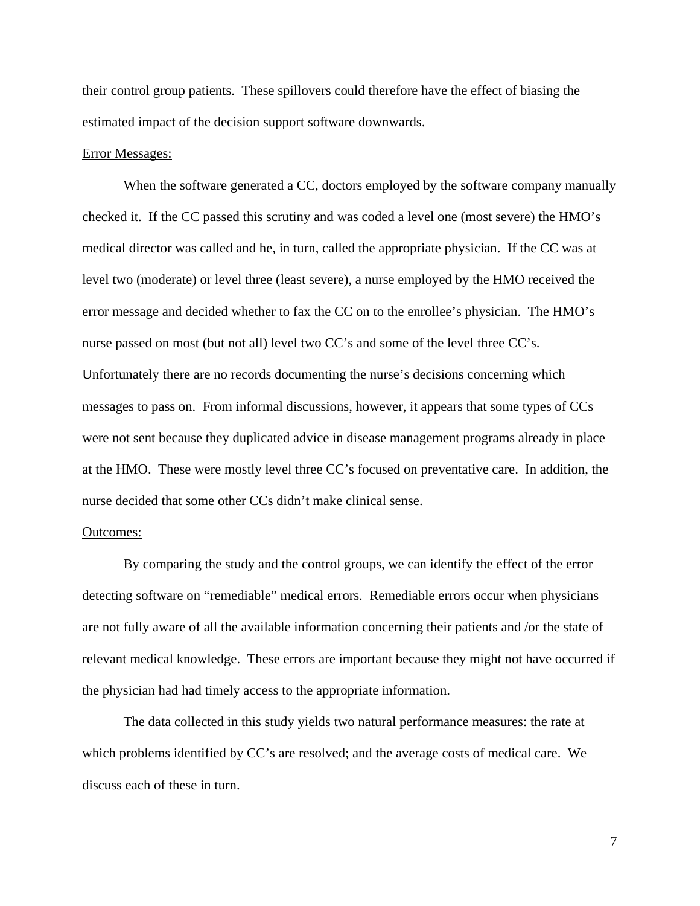their control group patients. These spillovers could therefore have the effect of biasing the estimated impact of the decision support software downwards.

Error Messages:

When the software generated a CC, doctors employed by the software company manually checked it. If the CC passed this scrutiny and was coded a level one (most severe) the HMO's medical director was called and he, in turn, called the appropriate physician. If the CC was at level two (moderate) or level three (least severe), a nurse employed by the HMO received the error message and decided whether to fax the CC on to the enrollee's physician. The HMO's nurse passed on most (but not all) level two CC's and some of the level three CC's. Unfortunately there are no records documenting the nurse's decisions concerning which messages to pass on. From informal discussions, however, it appears that some types of CCs were not sent because they duplicated advice in disease management programs already in place at the HMO. These were mostly level three CC's focused on preventative care. In addition, the nurse decided that some other CCs didn't make clinical sense.

Outcomes:

By comparing the study and the control groups, we can identify the effect of the error detecting software on "remediable" medical errors. Remediable errors occur when physicians are not fully aware of all the available information concerning their patients and /or the state of relevant medical knowledge. These errors are important because they might not have occurred if the physician had had timely access to the appropriate information.

The data collected in this study yields two natural performance measures: the rate at which problems identified by CC's are resolved; and the average costs of medical care. We discuss each of these in turn.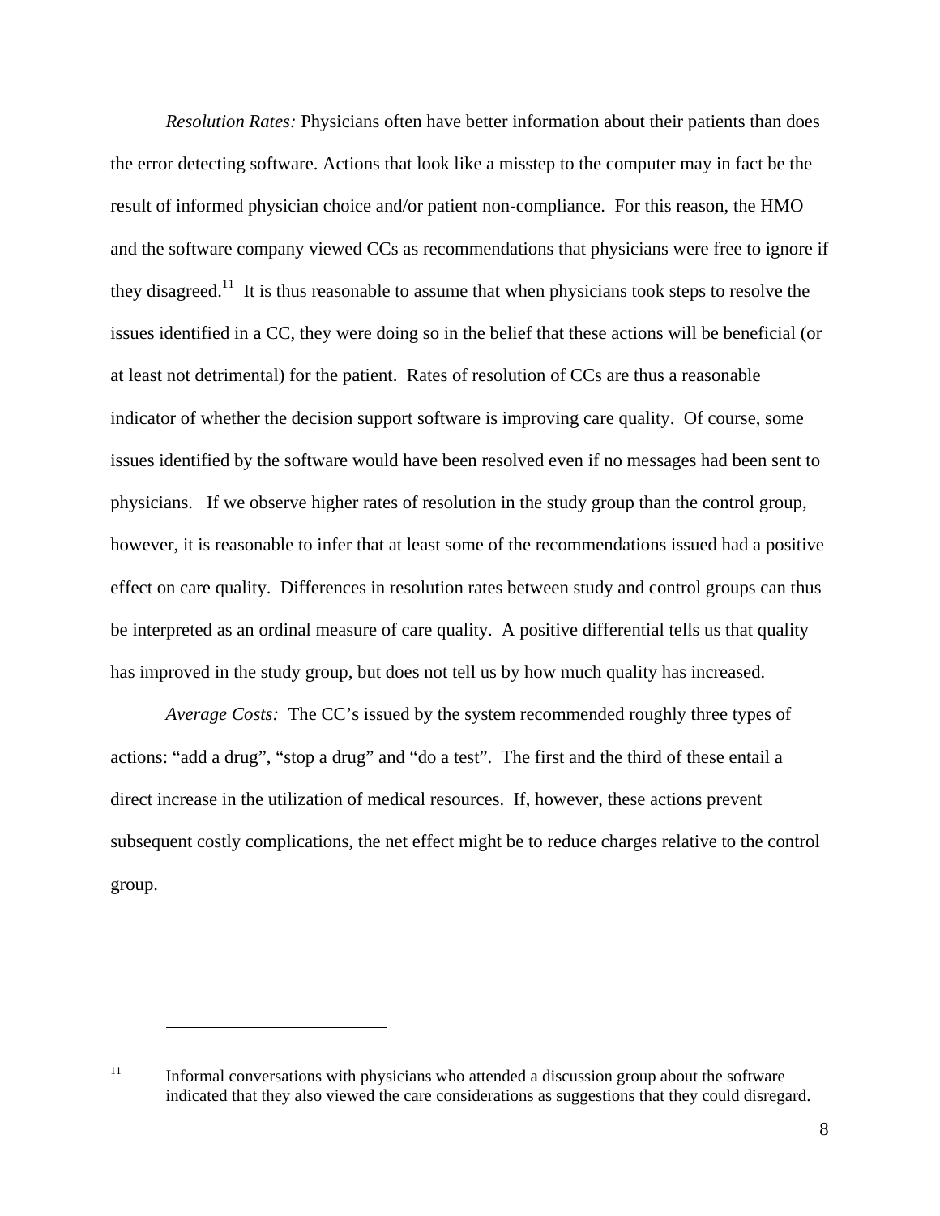*Resolution Rates:* Physicians often have better information about their patients than does the error detecting software. Actions that look like a misstep to the computer may in fact be the result of informed physician choice and/or patient non-compliance. For this reason, the HMO and the software company viewed CCs as recommendations that physicians were free to ignore if they disagreed.[11] It is thus reasonable to assume that when physicians took steps to resolve the issues identified in a CC, they were doing so in the belief that these actions will be beneficial (or at least not detrimental) for the patient. Rates of resolution of CCs are thus a reasonable indicator of whether the decision support software is improving care quality. Of course, some issues identified by the software would have been resolved even if no messages had been sent to physicians. If we observe higher rates of resolution in the study group than the control group, however, it is reasonable to infer that at least some of the recommendations issued had a positive effect on care quality. Differences in resolution rates between study and control groups can thus be interpreted as an ordinal measure of care quality. A positive differential tells us that quality has improved in the study group, but does not tell us by how much quality has increased.

*Average Costs:* The CC's issued by the system recommended roughly three types of actions: "add a drug", "stop a drug" and "do a test". The first and the third of these entail a direct increase in the utilization of medical resources. If, however, these actions prevent subsequent costly complications, the net effect might be to reduce charges relative to the control group.

---

[11] Informal conversations with physicians who attended a discussion group about the software indicated that they also viewed the care considerations as suggestions that they could disregard.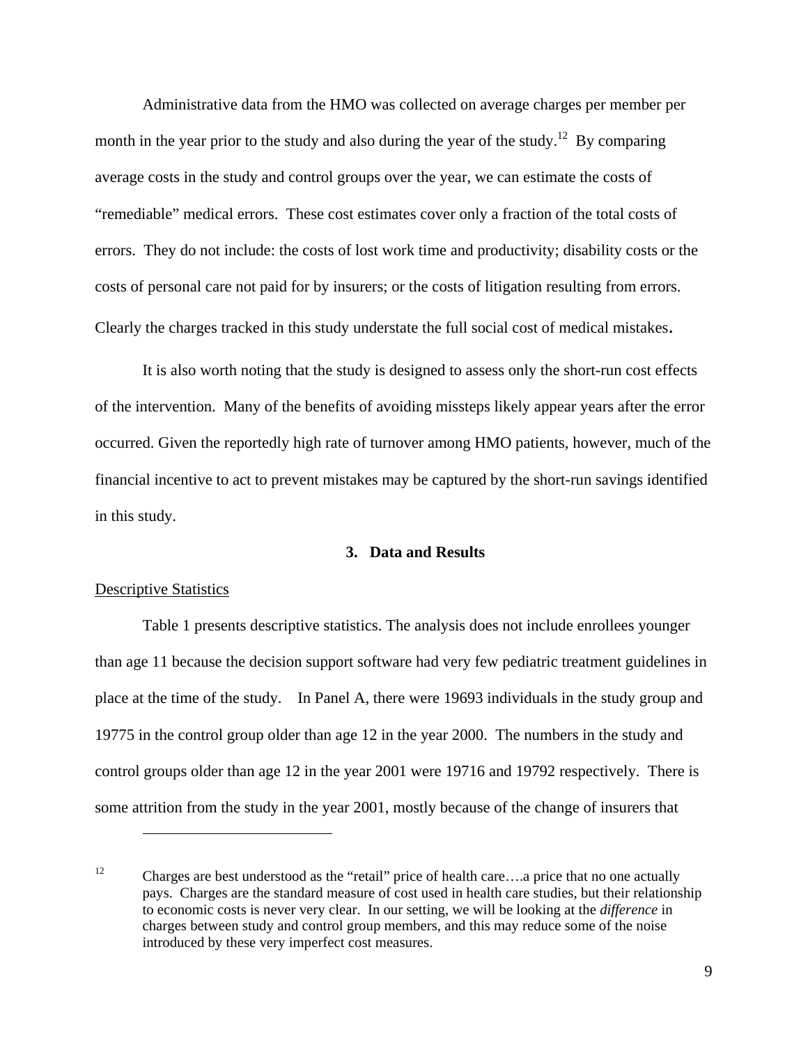Administrative data from the HMO was collected on average charges per member per month in the year prior to the study and also during the year of the study.[12] By comparing average costs in the study and control groups over the year, we can estimate the costs of "remediable" medical errors. These cost estimates cover only a fraction of the total costs of errors. They do not include: the costs of lost work time and productivity; disability costs or the costs of personal care not paid for by insurers; or the costs of litigation resulting from errors. Clearly the charges tracked in this study understate the full social cost of medical mistakes.

It is also worth noting that the study is designed to assess only the short-run cost effects of the intervention. Many of the benefits of avoiding missteps likely appear years after the error occurred. Given the reportedly high rate of turnover among HMO patients, however, much of the financial incentive to act to prevent mistakes may be captured by the short-run savings identified in this study.

## 3. Data and Results

### Descriptive Statistics

Table 1 presents descriptive statistics. The analysis does not include enrollees younger than age 11 because the decision support software had very few pediatric treatment guidelines in place at the time of the study. In Panel A, there were 19693 individuals in the study group and 19775 in the control group older than age 12 in the year 2000. The numbers in the study and control groups older than age 12 in the year 2001 were 19716 and 19792 respectively. There is some attrition from the study in the year 2001, mostly because of the change of insurers that

---

[12] Charges are best understood as the "retail" price of health care….a price that no one actually pays. Charges are the standard measure of cost used in health care studies, but their relationship to economic costs is never very clear. In our setting, we will be looking at the *difference* in charges between study and control group members, and this may reduce some of the noise introduced by these very imperfect cost measures.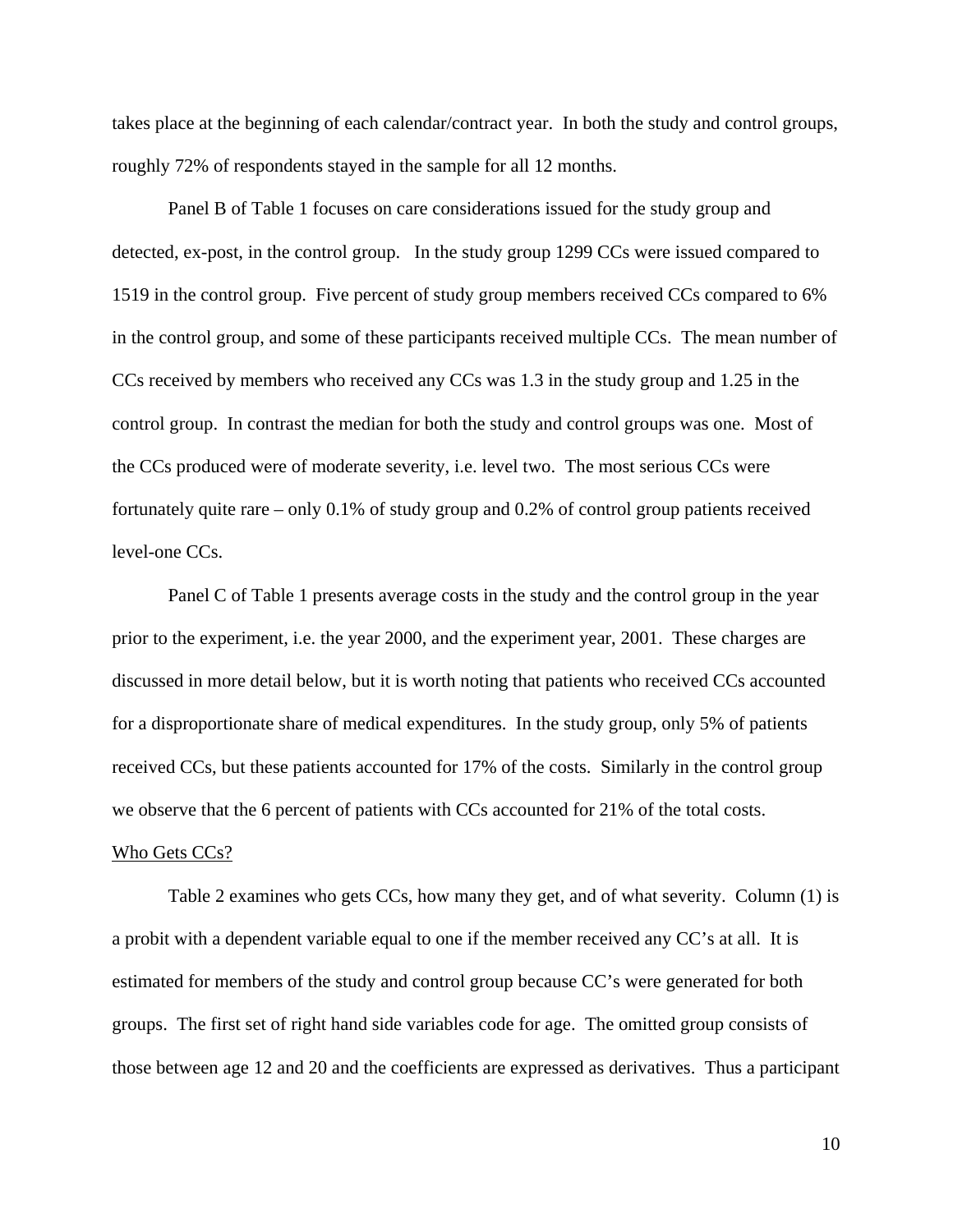takes place at the beginning of each calendar/contract year. In both the study and control groups, roughly 72% of respondents stayed in the sample for all 12 months.

Panel B of Table 1 focuses on care considerations issued for the study group and detected, ex-post, in the control group. In the study group 1299 CCs were issued compared to 1519 in the control group. Five percent of study group members received CCs compared to 6% in the control group, and some of these participants received multiple CCs. The mean number of CCs received by members who received any CCs was 1.3 in the study group and 1.25 in the control group. In contrast the median for both the study and control groups was one. Most of the CCs produced were of moderate severity, i.e. level two. The most serious CCs were fortunately quite rare – only 0.1% of study group and 0.2% of control group patients received level-one CCs.

Panel C of Table 1 presents average costs in the study and the control group in the year prior to the experiment, i.e. the year 2000, and the experiment year, 2001. These charges are discussed in more detail below, but it is worth noting that patients who received CCs accounted for a disproportionate share of medical expenditures. In the study group, only 5% of patients received CCs, but these patients accounted for 17% of the costs. Similarly in the control group we observe that the 6 percent of patients with CCs accounted for 21% of the total costs.

<u>Who Gets CCs?</u>

Table 2 examines who gets CCs, how many they get, and of what severity. Column (1) is a probit with a dependent variable equal to one if the member received any CC's at all. It is estimated for members of the study and control group because CC's were generated for both groups. The first set of right hand side variables code for age. The omitted group consists of those between age 12 and 20 and the coefficients are expressed as derivatives. Thus a participant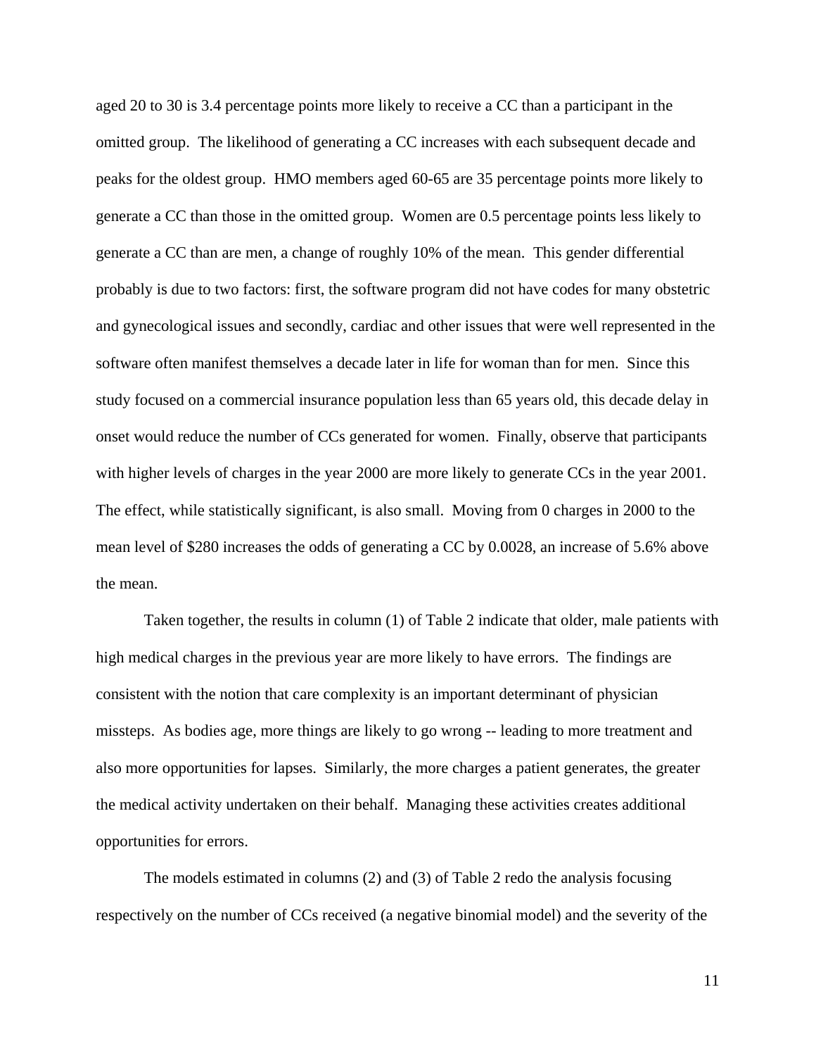aged 20 to 30 is 3.4 percentage points more likely to receive a CC than a participant in the omitted group. The likelihood of generating a CC increases with each subsequent decade and peaks for the oldest group. HMO members aged 60-65 are 35 percentage points more likely to generate a CC than those in the omitted group. Women are 0.5 percentage points less likely to generate a CC than are men, a change of roughly 10% of the mean. This gender differential probably is due to two factors: first, the software program did not have codes for many obstetric and gynecological issues and secondly, cardiac and other issues that were well represented in the software often manifest themselves a decade later in life for woman than for men. Since this study focused on a commercial insurance population less than 65 years old, this decade delay in onset would reduce the number of CCs generated for women. Finally, observe that participants with higher levels of charges in the year 2000 are more likely to generate CCs in the year 2001. The effect, while statistically significant, is also small. Moving from 0 charges in 2000 to the mean level of $280 increases the odds of generating a CC by 0.0028, an increase of 5.6% above the mean.

Taken together, the results in column (1) of Table 2 indicate that older, male patients with high medical charges in the previous year are more likely to have errors. The findings are consistent with the notion that care complexity is an important determinant of physician missteps. As bodies age, more things are likely to go wrong -- leading to more treatment and also more opportunities for lapses. Similarly, the more charges a patient generates, the greater the medical activity undertaken on their behalf. Managing these activities creates additional opportunities for errors.

The models estimated in columns (2) and (3) of Table 2 redo the analysis focusing respectively on the number of CCs received (a negative binomial model) and the severity of the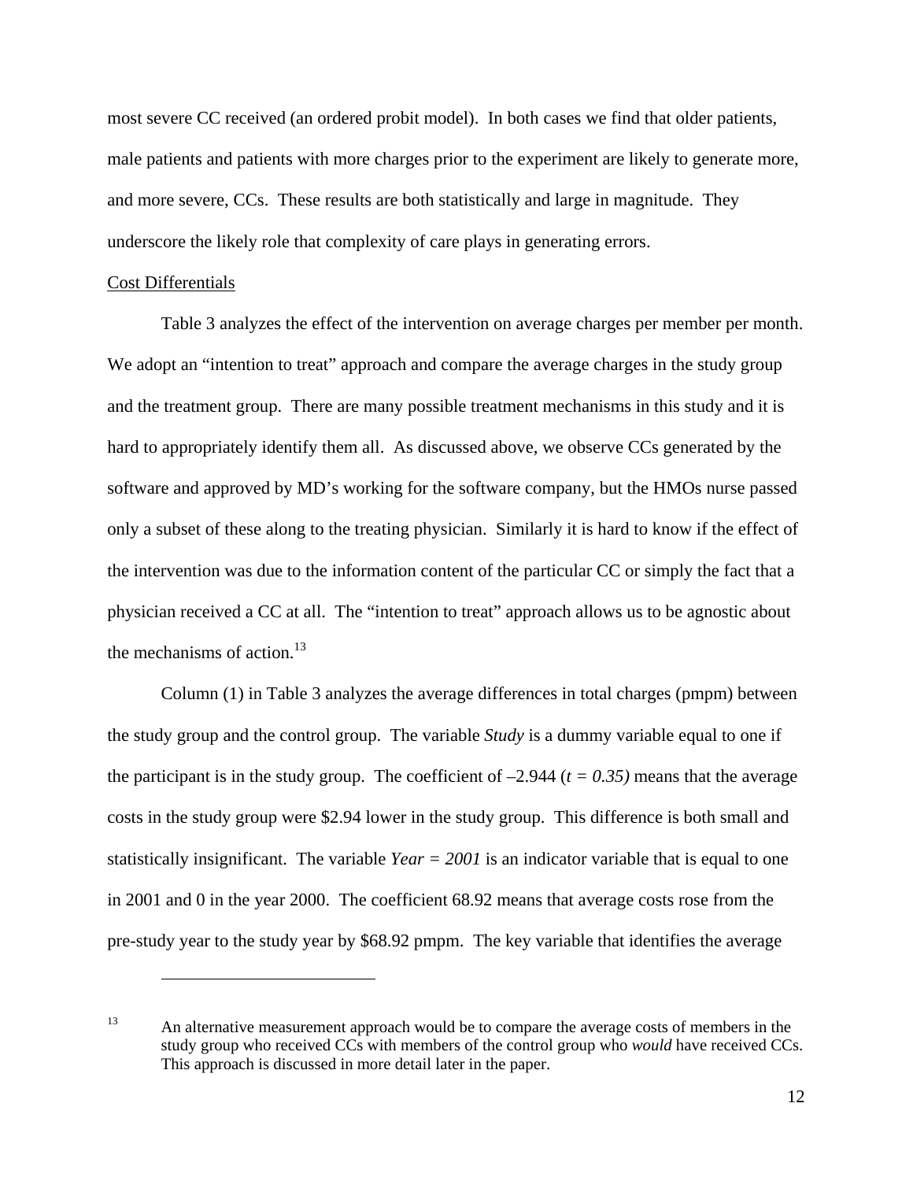most severe CC received (an ordered probit model). In both cases we find that older patients, male patients and patients with more charges prior to the experiment are likely to generate more, and more severe, CCs. These results are both statistically and large in magnitude. They underscore the likely role that complexity of care plays in generating errors.

<u>Cost Differentials</u>

Table 3 analyzes the effect of the intervention on average charges per member per month. We adopt an "intention to treat" approach and compare the average charges in the study group and the treatment group. There are many possible treatment mechanisms in this study and it is hard to appropriately identify them all. As discussed above, we observe CCs generated by the software and approved by MD's working for the software company, but the HMOs nurse passed only a subset of these along to the treating physician. Similarly it is hard to know if the effect of the intervention was due to the information content of the particular CC or simply the fact that a physician received a CC at all. The "intention to treat" approach allows us to be agnostic about the mechanisms of action.[13]

Column (1) in Table 3 analyzes the average differences in total charges (pmpm) between the study group and the control group. The variable *Study* is a dummy variable equal to one if the participant is in the study group. The coefficient of –2.944 (*t = 0.35)* means that the average costs in the study group were \$2.94 lower in the study group. This difference is both small and statistically insignificant. The variable *Year = 2001* is an indicator variable that is equal to one in 2001 and 0 in the year 2000. The coefficient 68.92 means that average costs rose from the pre-study year to the study year by \$68.92 pmpm. The key variable that identifies the average

---

[13] An alternative measurement approach would be to compare the average costs of members in the study group who received CCs with members of the control group who *would* have received CCs. This approach is discussed in more detail later in the paper.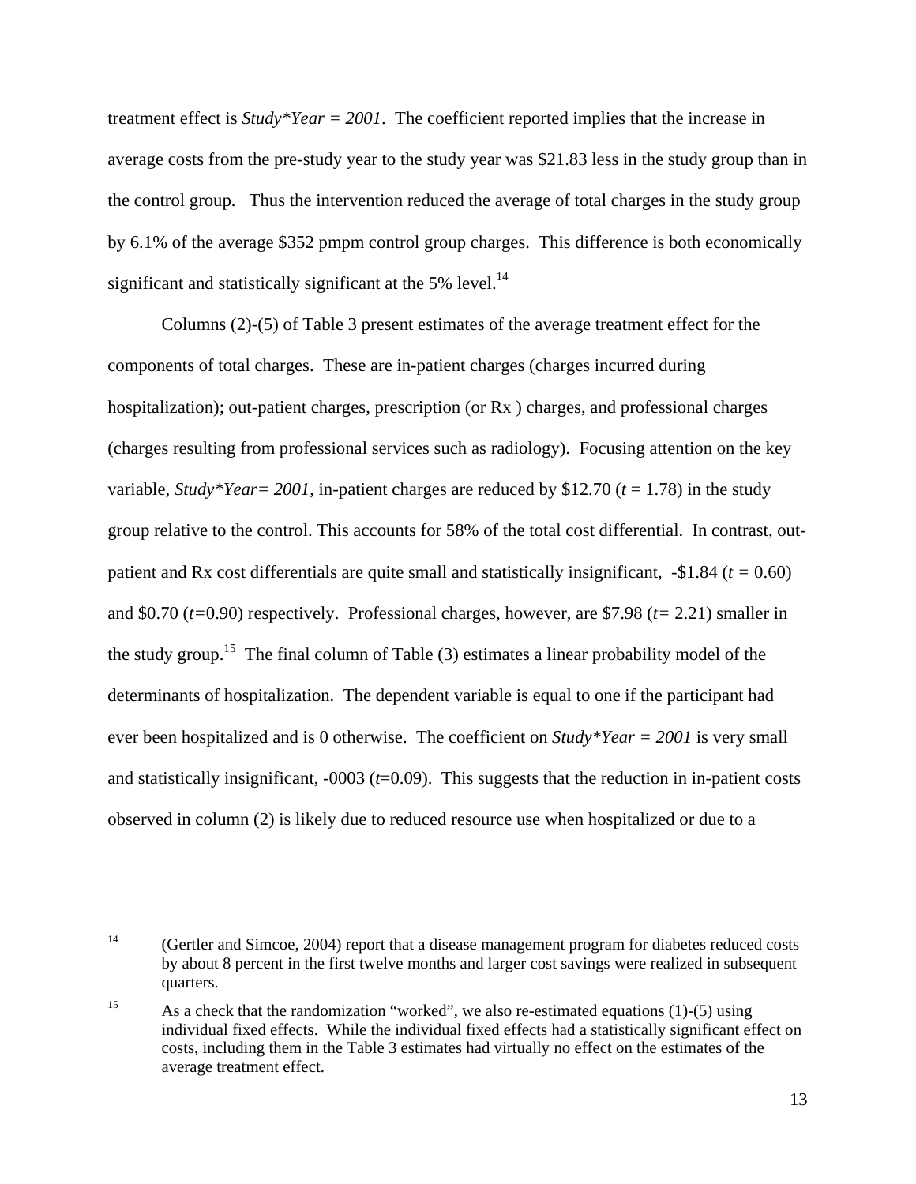treatment effect is *Study*Year = 2001*. The coefficient reported implies that the increase in average costs from the pre-study year to the study year was $21.83 less in the study group than in the control group. Thus the intervention reduced the average of total charges in the study group by 6.1% of the average $352 pmpm control group charges. This difference is both economically significant and statistically significant at the 5% level.[14]

Columns (2)-(5) of Table 3 present estimates of the average treatment effect for the components of total charges. These are in-patient charges (charges incurred during hospitalization); out-patient charges, prescription (or Rx ) charges, and professional charges (charges resulting from professional services such as radiology). Focusing attention on the key variable, *Study*Year= 2001*, in-patient charges are reduced by $12.70 ($t$ = 1.78) in the study group relative to the control. This accounts for 58% of the total cost differential. In contrast, out-patient and Rx cost differentials are quite small and statistically insignificant, -$1.84 ($t$ = 0.60) and $0.70 ($t$=0.90) respectively. Professional charges, however, are $7.98 ($t$= 2.21) smaller in the study group.[15] The final column of Table (3) estimates a linear probability model of the determinants of hospitalization. The dependent variable is equal to one if the participant had ever been hospitalized and is 0 otherwise. The coefficient on *Study*Year = 2001* is very small and statistically insignificant, -0003 ($t$=0.09). This suggests that the reduction in in-patient costs observed in column (2) is likely due to reduced resource use when hospitalized or due to a

---

[14] (Gertler and Simcoe, 2004) report that a disease management program for diabetes reduced costs by about 8 percent in the first twelve months and larger cost savings were realized in subsequent quarters.

[15] As a check that the randomization "worked", we also re-estimated equations (1)-(5) using individual fixed effects. While the individual fixed effects had a statistically significant effect on costs, including them in the Table 3 estimates had virtually no effect on the estimates of the average treatment effect.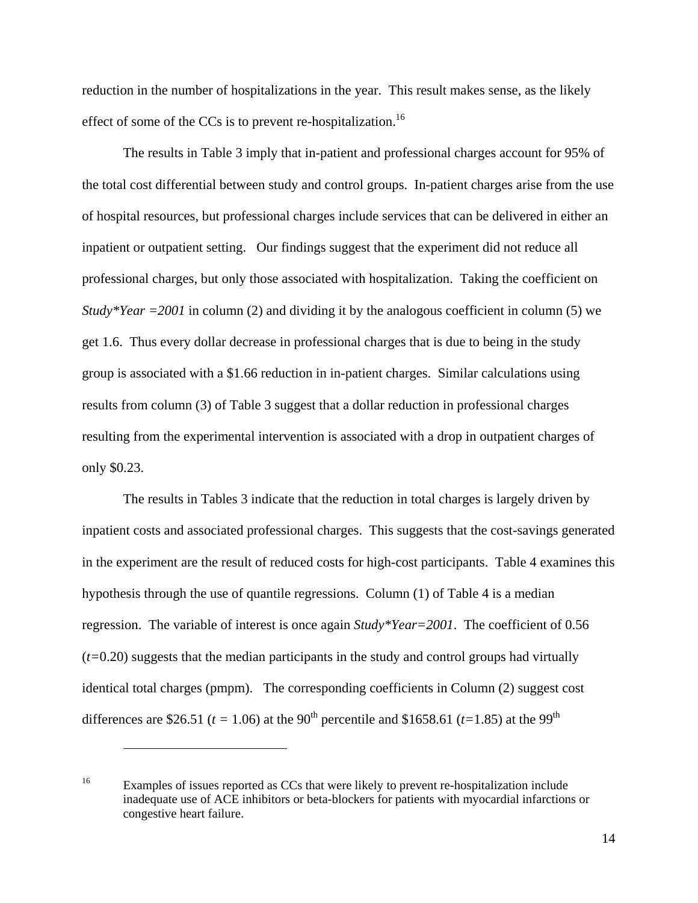reduction in the number of hospitalizations in the year. This result makes sense, as the likely effect of some of the CCs is to prevent re-hospitalization.[16]

The results in Table 3 imply that in-patient and professional charges account for 95% of the total cost differential between study and control groups. In-patient charges arise from the use of hospital resources, but professional charges include services that can be delivered in either an inpatient or outpatient setting. Our findings suggest that the experiment did not reduce all professional charges, but only those associated with hospitalization. Taking the coefficient on *Study\*Year =2001* in column (2) and dividing it by the analogous coefficient in column (5) we get 1.6. Thus every dollar decrease in professional charges that is due to being in the study group is associated with a $1.66 reduction in in-patient charges. Similar calculations using results from column (3) of Table 3 suggest that a dollar reduction in professional charges resulting from the experimental intervention is associated with a drop in outpatient charges of only $0.23.

The results in Tables 3 indicate that the reduction in total charges is largely driven by inpatient costs and associated professional charges. This suggests that the cost-savings generated in the experiment are the result of reduced costs for high-cost participants. Table 4 examines this hypothesis through the use of quantile regressions. Column (1) of Table 4 is a median regression. The variable of interest is once again *Study\*Year=2001*. The coefficient of 0.56 ($t$=0.20) suggests that the median participants in the study and control groups had virtually identical total charges (pmpm). The corresponding coefficients in Column (2) suggest cost differences are $26.51 ($t$ = 1.06) at the 90$^{th}$ percentile and $1658.61 ($t$=1.85) at the 99$^{th}$

---

[16] Examples of issues reported as CCs that were likely to prevent re-hospitalization include inadequate use of ACE inhibitors or beta-blockers for patients with myocardial infarctions or congestive heart failure.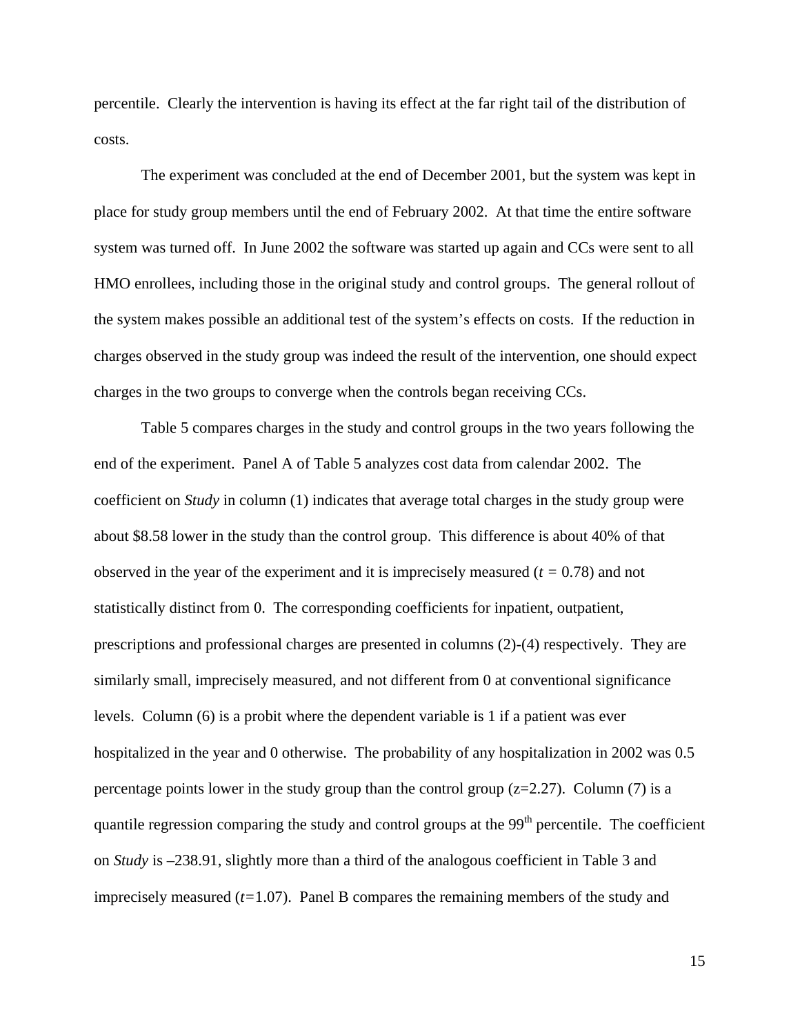percentile. Clearly the intervention is having its effect at the far right tail of the distribution of costs.

The experiment was concluded at the end of December 2001, but the system was kept in place for study group members until the end of February 2002. At that time the entire software system was turned off. In June 2002 the software was started up again and CCs were sent to all HMO enrollees, including those in the original study and control groups. The general rollout of the system makes possible an additional test of the system's effects on costs. If the reduction in charges observed in the study group was indeed the result of the intervention, one should expect charges in the two groups to converge when the controls began receiving CCs.

Table 5 compares charges in the study and control groups in the two years following the end of the experiment. Panel A of Table 5 analyzes cost data from calendar 2002. The coefficient on *Study* in column (1) indicates that average total charges in the study group were about \$8.58 lower in the study than the control group. This difference is about 40% of that observed in the year of the experiment and it is imprecisely measured ($t$ = 0.78) and not statistically distinct from 0. The corresponding coefficients for inpatient, outpatient, prescriptions and professional charges are presented in columns (2)-(4) respectively. They are similarly small, imprecisely measured, and not different from 0 at conventional significance levels. Column (6) is a probit where the dependent variable is 1 if a patient was ever hospitalized in the year and 0 otherwise. The probability of any hospitalization in 2002 was 0.5 percentage points lower in the study group than the control group (z=2.27). Column (7) is a quantile regression comparing the study and control groups at the 99$^{th}$ percentile. The coefficient on *Study* is –238.91, slightly more than a third of the analogous coefficient in Table 3 and imprecisely measured ($t$=1.07). Panel B compares the remaining members of the study and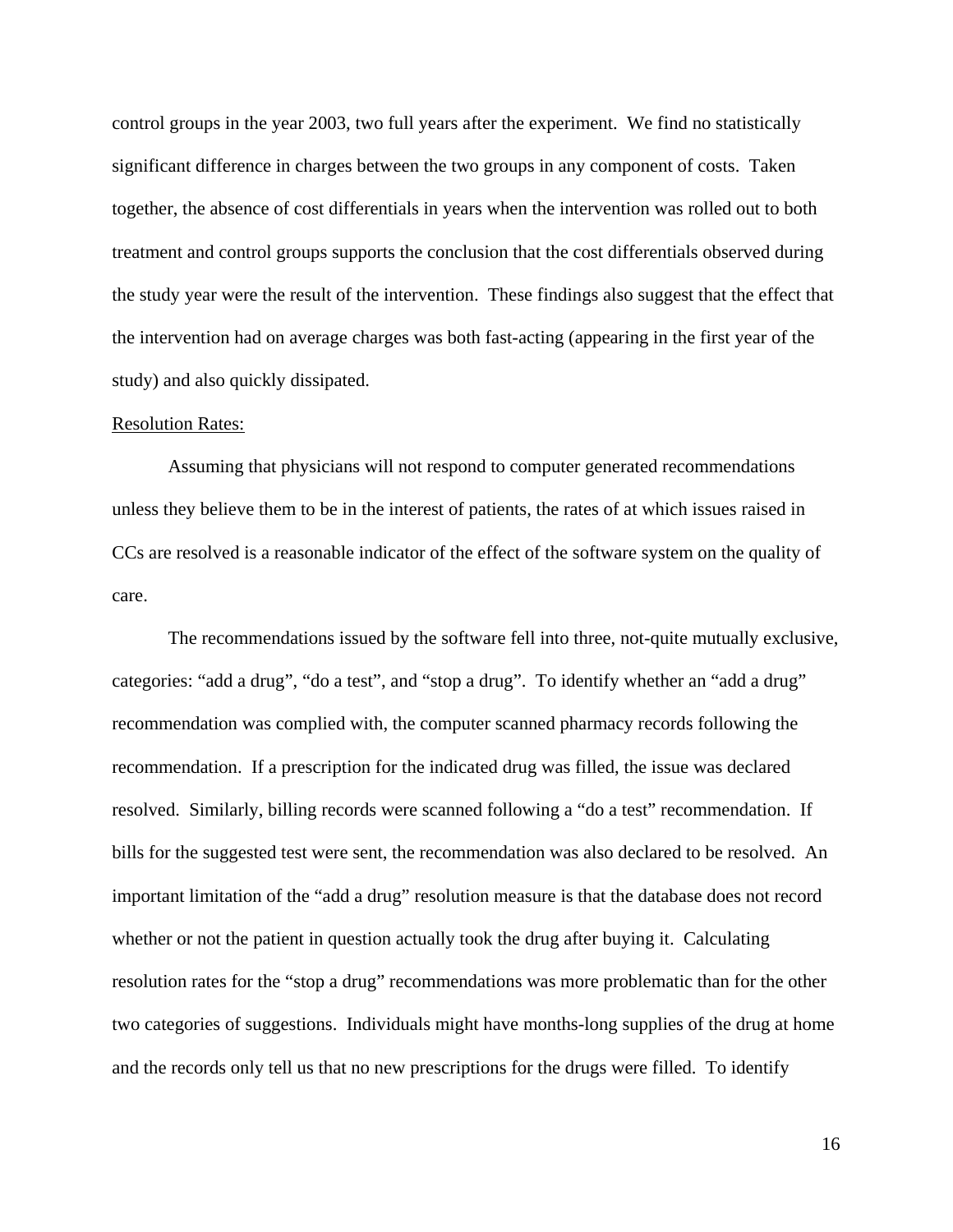control groups in the year 2003, two full years after the experiment. We find no statistically significant difference in charges between the two groups in any component of costs. Taken together, the absence of cost differentials in years when the intervention was rolled out to both treatment and control groups supports the conclusion that the cost differentials observed during the study year were the result of the intervention. These findings also suggest that the effect that the intervention had on average charges was both fast-acting (appearing in the first year of the study) and also quickly dissipated.

<u>Resolution Rates:</u>

Assuming that physicians will not respond to computer generated recommendations unless they believe them to be in the interest of patients, the rates of at which issues raised in CCs are resolved is a reasonable indicator of the effect of the software system on the quality of care.

The recommendations issued by the software fell into three, not-quite mutually exclusive, categories: "add a drug", "do a test", and "stop a drug". To identify whether an "add a drug" recommendation was complied with, the computer scanned pharmacy records following the recommendation. If a prescription for the indicated drug was filled, the issue was declared resolved. Similarly, billing records were scanned following a "do a test" recommendation. If bills for the suggested test were sent, the recommendation was also declared to be resolved. An important limitation of the "add a drug" resolution measure is that the database does not record whether or not the patient in question actually took the drug after buying it. Calculating resolution rates for the "stop a drug" recommendations was more problematic than for the other two categories of suggestions. Individuals might have months-long supplies of the drug at home and the records only tell us that no new prescriptions for the drugs were filled. To identify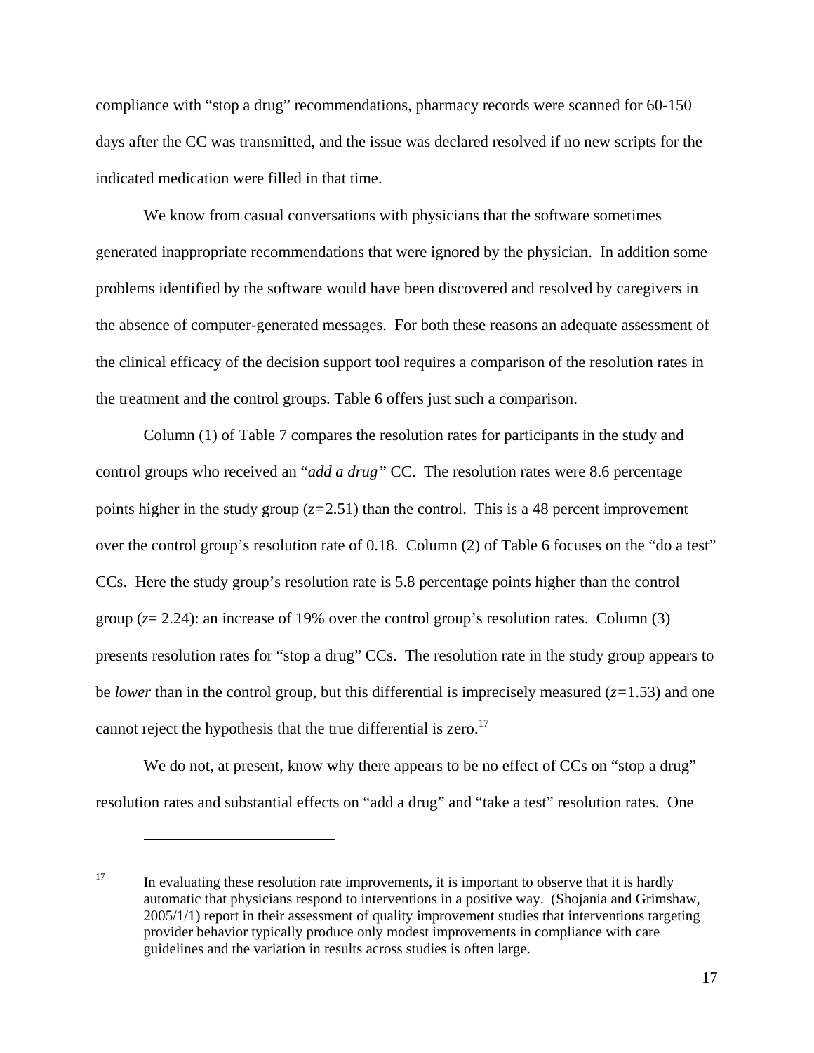compliance with “stop a drug” recommendations, pharmacy records were scanned for 60-150 days after the CC was transmitted, and the issue was declared resolved if no new scripts for the indicated medication were filled in that time.

We know from casual conversations with physicians that the software sometimes generated inappropriate recommendations that were ignored by the physician. In addition some problems identified by the software would have been discovered and resolved by caregivers in the absence of computer-generated messages. For both these reasons an adequate assessment of the clinical efficacy of the decision support tool requires a comparison of the resolution rates in the treatment and the control groups. Table 6 offers just such a comparison.

Column (1) of Table 7 compares the resolution rates for participants in the study and control groups who received an “*add a drug”* CC. The resolution rates were 8.6 percentage points higher in the study group ($z$=2.51) than the control. This is a 48 percent improvement over the control group’s resolution rate of 0.18. Column (2) of Table 6 focuses on the “do a test” CCs. Here the study group’s resolution rate is 5.8 percentage points higher than the control group ($z$= 2.24): an increase of 19% over the control group’s resolution rates. Column (3) presents resolution rates for “stop a drug” CCs. The resolution rate in the study group appears to be *lower* than in the control group, but this differential is imprecisely measured ($z$=1.53) and one cannot reject the hypothesis that the true differential is zero.[17]

We do not, at present, know why there appears to be no effect of CCs on “stop a drug” resolution rates and substantial effects on “add a drug” and “take a test” resolution rates. One

---

[17] In evaluating these resolution rate improvements, it is important to observe that it is hardly automatic that physicians respond to interventions in a positive way. (Shojania and Grimshaw, 2005/1/1) report in their assessment of quality improvement studies that interventions targeting provider behavior typically produce only modest improvements in compliance with care guidelines and the variation in results across studies is often large.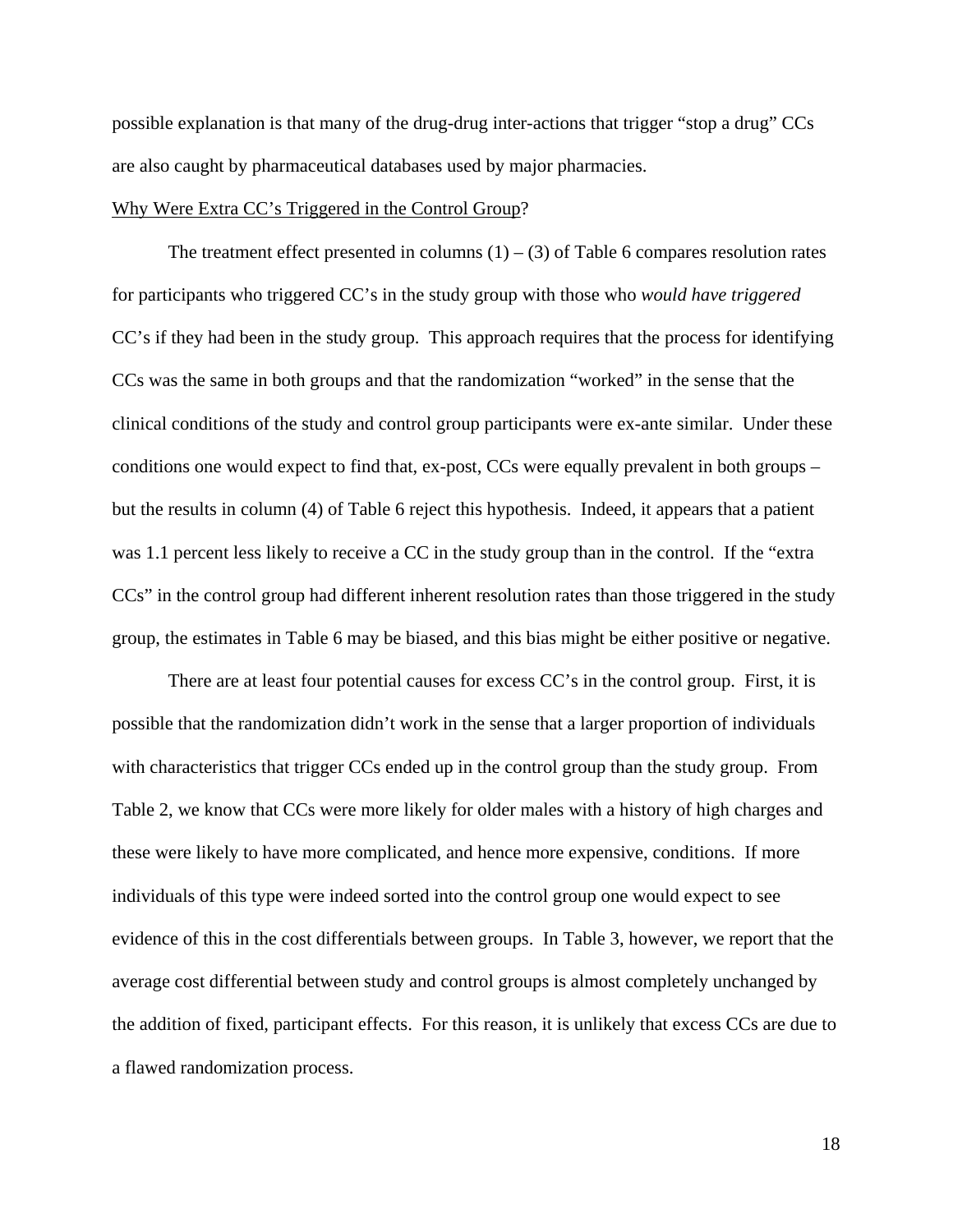possible explanation is that many of the drug-drug inter-actions that trigger "stop a drug" CCs are also caught by pharmaceutical databases used by major pharmacies.

Why Were Extra CC's Triggered in the Control Group?

The treatment effect presented in columns (1) – (3) of Table 6 compares resolution rates for participants who triggered CC's in the study group with those who *would have triggered* CC's if they had been in the study group. This approach requires that the process for identifying CCs was the same in both groups and that the randomization "worked" in the sense that the clinical conditions of the study and control group participants were ex-ante similar. Under these conditions one would expect to find that, ex-post, CCs were equally prevalent in both groups – but the results in column (4) of Table 6 reject this hypothesis. Indeed, it appears that a patient was 1.1 percent less likely to receive a CC in the study group than in the control. If the "extra CCs" in the control group had different inherent resolution rates than those triggered in the study group, the estimates in Table 6 may be biased, and this bias might be either positive or negative.

There are at least four potential causes for excess CC's in the control group. First, it is possible that the randomization didn't work in the sense that a larger proportion of individuals with characteristics that trigger CCs ended up in the control group than the study group. From Table 2, we know that CCs were more likely for older males with a history of high charges and these were likely to have more complicated, and hence more expensive, conditions. If more individuals of this type were indeed sorted into the control group one would expect to see evidence of this in the cost differentials between groups. In Table 3, however, we report that the average cost differential between study and control groups is almost completely unchanged by the addition of fixed, participant effects. For this reason, it is unlikely that excess CCs are due to a flawed randomization process.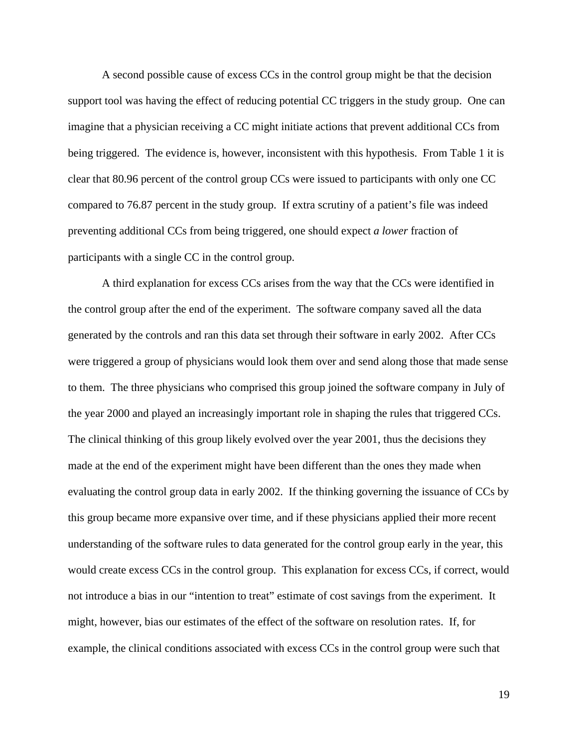A second possible cause of excess CCs in the control group might be that the decision support tool was having the effect of reducing potential CC triggers in the study group. One can imagine that a physician receiving a CC might initiate actions that prevent additional CCs from being triggered. The evidence is, however, inconsistent with this hypothesis. From Table 1 it is clear that 80.96 percent of the control group CCs were issued to participants with only one CC compared to 76.87 percent in the study group. If extra scrutiny of a patient's file was indeed preventing additional CCs from being triggered, one should expect *a lower* fraction of participants with a single CC in the control group.

A third explanation for excess CCs arises from the way that the CCs were identified in the control group after the end of the experiment. The software company saved all the data generated by the controls and ran this data set through their software in early 2002. After CCs were triggered a group of physicians would look them over and send along those that made sense to them. The three physicians who comprised this group joined the software company in July of the year 2000 and played an increasingly important role in shaping the rules that triggered CCs. The clinical thinking of this group likely evolved over the year 2001, thus the decisions they made at the end of the experiment might have been different than the ones they made when evaluating the control group data in early 2002. If the thinking governing the issuance of CCs by this group became more expansive over time, and if these physicians applied their more recent understanding of the software rules to data generated for the control group early in the year, this would create excess CCs in the control group. This explanation for excess CCs, if correct, would not introduce a bias in our "intention to treat" estimate of cost savings from the experiment. It might, however, bias our estimates of the effect of the software on resolution rates. If, for example, the clinical conditions associated with excess CCs in the control group were such that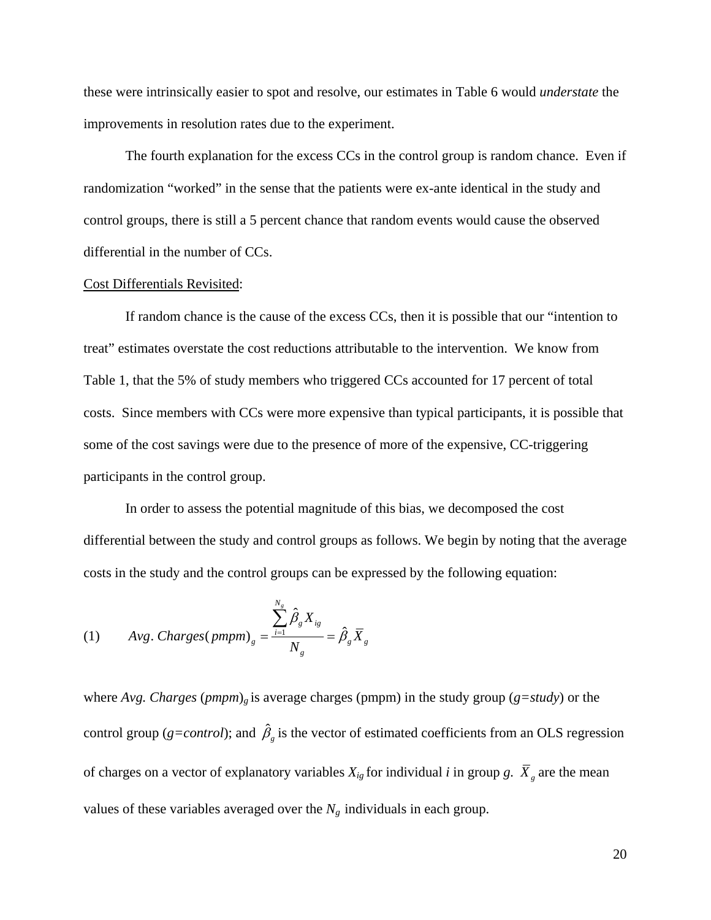these were intrinsically easier to spot and resolve, our estimates in Table 6 would *understate* the improvements in resolution rates due to the experiment.

The fourth explanation for the excess CCs in the control group is random chance. Even if randomization "worked" in the sense that the patients were ex-ante identical in the study and control groups, there is still a 5 percent chance that random events would cause the observed differential in the number of CCs.

Cost Differentials Revisited:

If random chance is the cause of the excess CCs, then it is possible that our "intention to treat" estimates overstate the cost reductions attributable to the intervention. We know from Table 1, that the 5% of study members who triggered CCs accounted for 17 percent of total costs. Since members with CCs were more expensive than typical participants, it is possible that some of the cost savings were due to the presence of more of the expensive, CC-triggering participants in the control group.

In order to assess the potential magnitude of this bias, we decomposed the cost differential between the study and control groups as follows. We begin by noting that the average costs in the study and the control groups can be expressed by the following equation:

$$(1) \qquad Avg.\ Charges(pmpm)_g = \frac{\sum_{i=1}^{N_g} \hat{\beta}_g X_{ig}}{N_g} = \hat{\beta}_g \bar{X}_g$$

where *Avg. Charges* (*pmpm*)$_g$ is average charges (pmpm) in the study group (*g=study*) or the control group (*g=control*); and $\hat{\beta}_g$ is the vector of estimated coefficients from an OLS regression of charges on a vector of explanatory variables $X_{ig}$ for individual *i* in group *g*. $\bar{X}_g$ are the mean values of these variables averaged over the $N_g$ individuals in each group.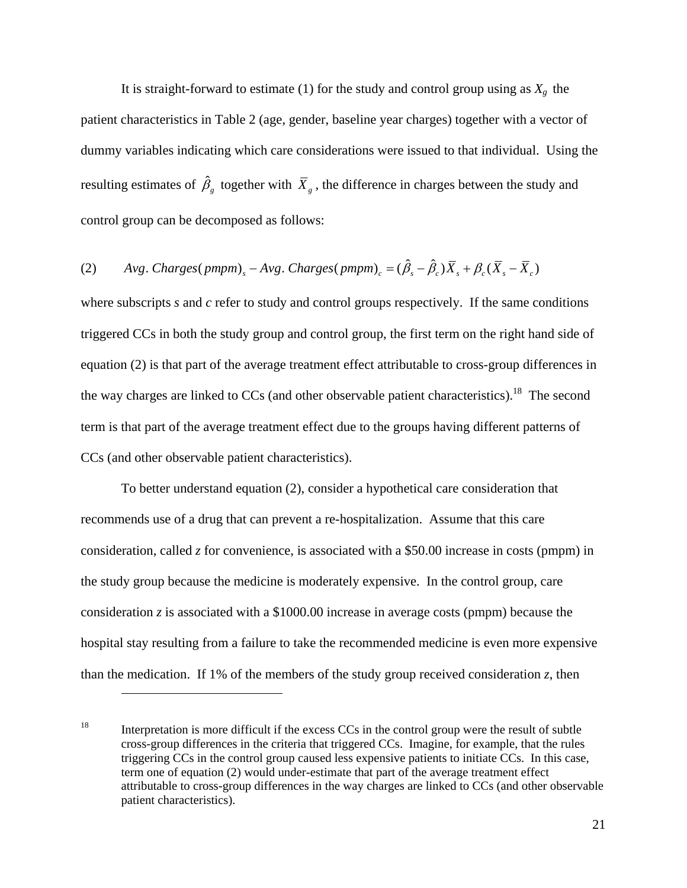It is straight-forward to estimate (1) for the study and control group using as $X_g$ the patient characteristics in Table 2 (age, gender, baseline year charges) together with a vector of dummy variables indicating which care considerations were issued to that individual. Using the resulting estimates of $\hat{\beta}_g$ together with $\overline{X}_g$, the difference in charges between the study and control group can be decomposed as follows:

$$\text{(2)} \qquad Avg.\,Charges(pmpm)_s - Avg.\,Charges(pmpm)_c = (\hat{\beta}_s - \hat{\beta}_c)\overline{X}_s + \beta_c(\overline{X}_s - \overline{X}_c)$$

where subscripts *s* and *c* refer to study and control groups respectively. If the same conditions triggered CCs in both the study group and control group, the first term on the right hand side of equation (2) is that part of the average treatment effect attributable to cross-group differences in the way charges are linked to CCs (and other observable patient characteristics).[18] The second term is that part of the average treatment effect due to the groups having different patterns of CCs (and other observable patient characteristics).

To better understand equation (2), consider a hypothetical care consideration that recommends use of a drug that can prevent a re-hospitalization. Assume that this care consideration, called *z* for convenience, is associated with a \$50.00 increase in costs (pmpm) in the study group because the medicine is moderately expensive. In the control group, care consideration *z* is associated with a \$1000.00 increase in average costs (pmpm) because the hospital stay resulting from a failure to take the recommended medicine is even more expensive than the medication. If 1% of the members of the study group received consideration *z*, then

---

[18] Interpretation is more difficult if the excess CCs in the control group were the result of subtle cross-group differences in the criteria that triggered CCs. Imagine, for example, that the rules triggering CCs in the control group caused less expensive patients to initiate CCs. In this case, term one of equation (2) would under-estimate that part of the average treatment effect attributable to cross-group differences in the way charges are linked to CCs (and other observable patient characteristics).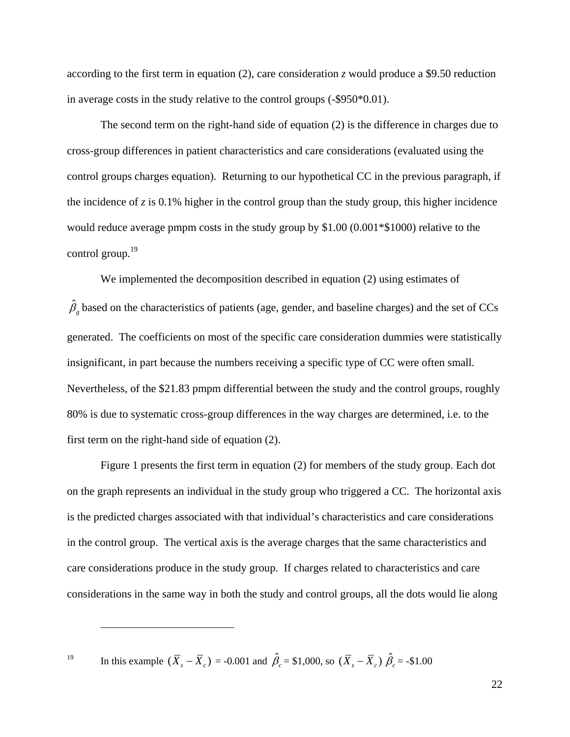according to the first term in equation (2), care consideration *z* would produce a $9.50 reduction in average costs in the study relative to the control groups (-$950*0.01).

The second term on the right-hand side of equation (2) is the difference in charges due to cross-group differences in patient characteristics and care considerations (evaluated using the control groups charges equation). Returning to our hypothetical CC in the previous paragraph, if the incidence of *z* is 0.1% higher in the control group than the study group, this higher incidence would reduce average pmpm costs in the study group by $1.00 (0.001*$1000) relative to the control group.[19]

We implemented the decomposition described in equation (2) using estimates of $\hat{\beta}_g$ based on the characteristics of patients (age, gender, and baseline charges) and the set of CCs generated. The coefficients on most of the specific care consideration dummies were statistically insignificant, in part because the numbers receiving a specific type of CC were often small. Nevertheless, of the $21.83 pmpm differential between the study and the control groups, roughly 80% is due to systematic cross-group differences in the way charges are determined, i.e. to the first term on the right-hand side of equation (2).

Figure 1 presents the first term in equation (2) for members of the study group. Each dot on the graph represents an individual in the study group who triggered a CC. The horizontal axis is the predicted charges associated with that individual's characteristics and care considerations in the control group. The vertical axis is the average charges that the same characteristics and care considerations produce in the study group. If charges related to characteristics and care considerations in the same way in both the study and control groups, all the dots would lie along

---

[19] In this example $(\bar{X}_s - \bar{X}_c)$ = -0.001 and $\hat{\beta}_c$ = $1,000, so $(\bar{X}_s - \bar{X}_c)\ \hat{\beta}_c$ = -$1.00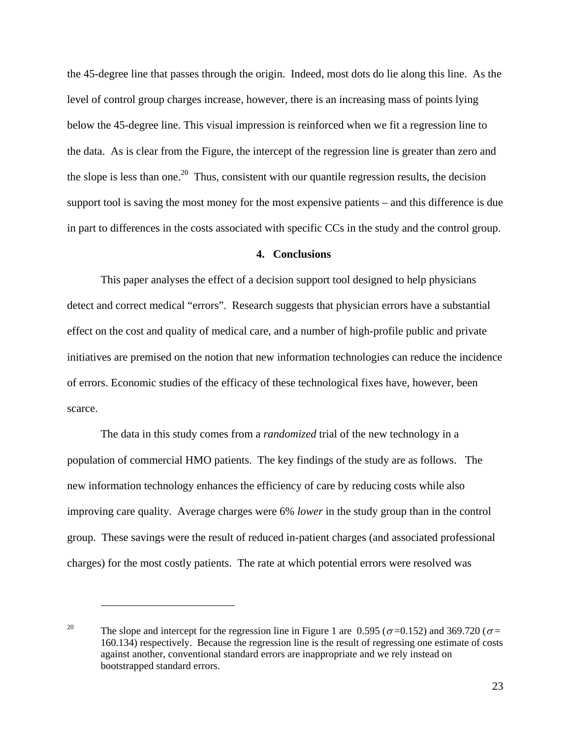the 45-degree line that passes through the origin. Indeed, most dots do lie along this line. As the level of control group charges increase, however, there is an increasing mass of points lying below the 45-degree line. This visual impression is reinforced when we fit a regression line to the data. As is clear from the Figure, the intercept of the regression line is greater than zero and the slope is less than one.[20] Thus, consistent with our quantile regression results, the decision support tool is saving the most money for the most expensive patients – and this difference is due in part to differences in the costs associated with specific CCs in the study and the control group.

## 4. Conclusions

This paper analyses the effect of a decision support tool designed to help physicians detect and correct medical "errors". Research suggests that physician errors have a substantial effect on the cost and quality of medical care, and a number of high-profile public and private initiatives are premised on the notion that new information technologies can reduce the incidence of errors. Economic studies of the efficacy of these technological fixes have, however, been scarce.

The data in this study comes from a *randomized* trial of the new technology in a population of commercial HMO patients. The key findings of the study are as follows. The new information technology enhances the efficiency of care by reducing costs while also improving care quality. Average charges were 6% *lower* in the study group than in the control group. These savings were the result of reduced in-patient charges (and associated professional charges) for the most costly patients. The rate at which potential errors were resolved was

---

[20] The slope and intercept for the regression line in Figure 1 are 0.595 ($\sigma$=0.152) and 369.720 ($\sigma$= 160.134) respectively. Because the regression line is the result of regressing one estimate of costs against another, conventional standard errors are inappropriate and we rely instead on bootstrapped standard errors.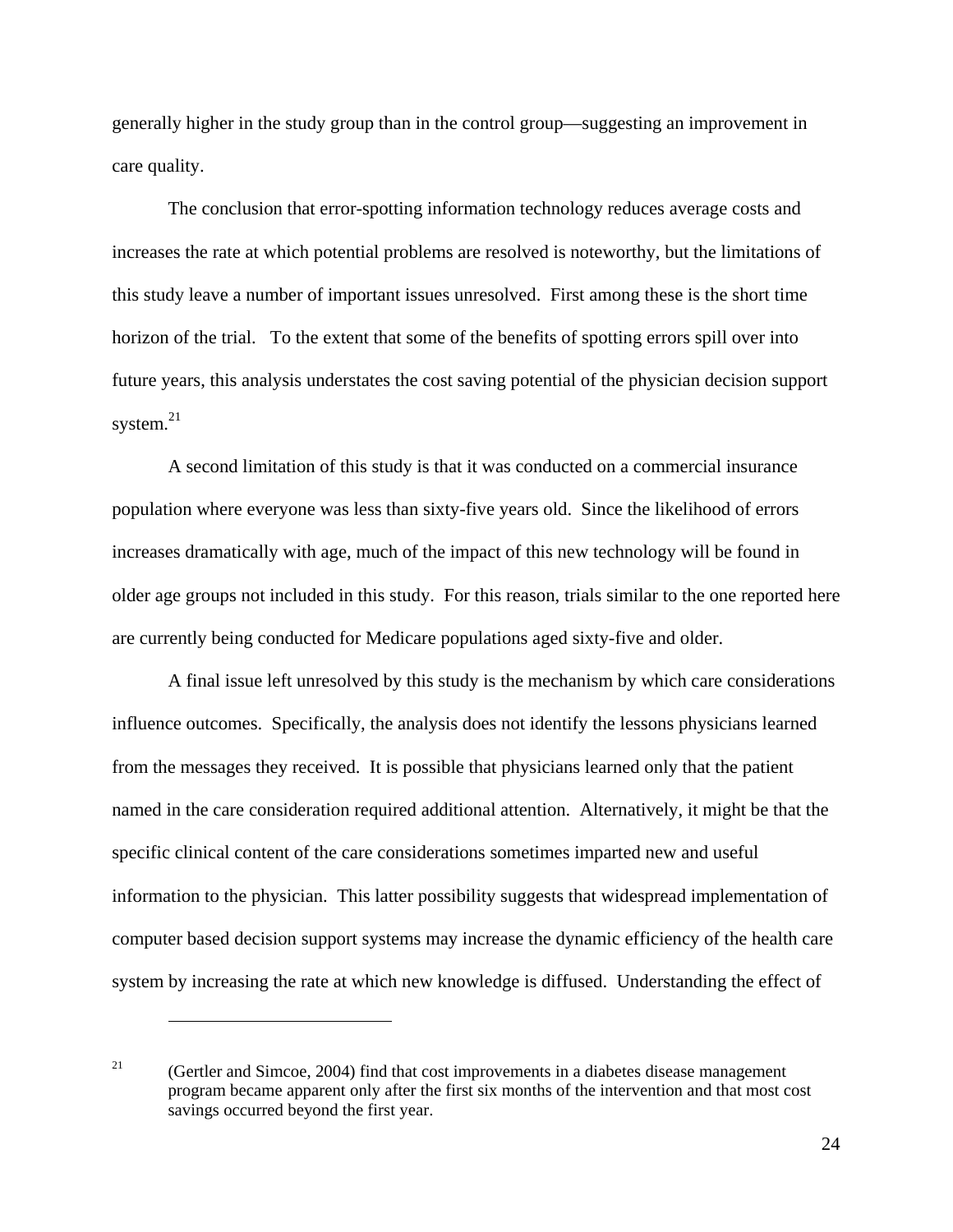generally higher in the study group than in the control group—suggesting an improvement in care quality.

The conclusion that error-spotting information technology reduces average costs and increases the rate at which potential problems are resolved is noteworthy, but the limitations of this study leave a number of important issues unresolved. First among these is the short time horizon of the trial. To the extent that some of the benefits of spotting errors spill over into future years, this analysis understates the cost saving potential of the physician decision support system.[21]

A second limitation of this study is that it was conducted on a commercial insurance population where everyone was less than sixty-five years old. Since the likelihood of errors increases dramatically with age, much of the impact of this new technology will be found in older age groups not included in this study. For this reason, trials similar to the one reported here are currently being conducted for Medicare populations aged sixty-five and older.

A final issue left unresolved by this study is the mechanism by which care considerations influence outcomes. Specifically, the analysis does not identify the lessons physicians learned from the messages they received. It is possible that physicians learned only that the patient named in the care consideration required additional attention. Alternatively, it might be that the specific clinical content of the care considerations sometimes imparted new and useful information to the physician. This latter possibility suggests that widespread implementation of computer based decision support systems may increase the dynamic efficiency of the health care system by increasing the rate at which new knowledge is diffused. Understanding the effect of

---

[21] (Gertler and Simcoe, 2004) find that cost improvements in a diabetes disease management program became apparent only after the first six months of the intervention and that most cost savings occurred beyond the first year.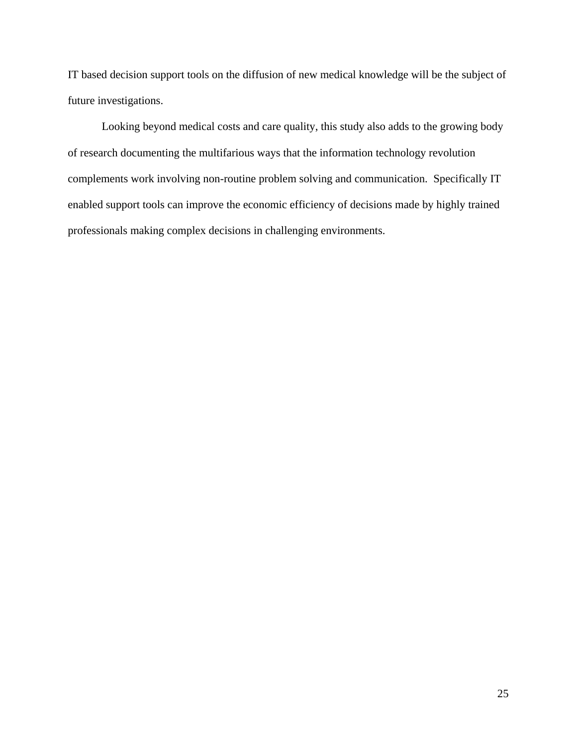IT based decision support tools on the diffusion of new medical knowledge will be the subject of future investigations.

Looking beyond medical costs and care quality, this study also adds to the growing body of research documenting the multifarious ways that the information technology revolution complements work involving non-routine problem solving and communication. Specifically IT enabled support tools can improve the economic efficiency of decisions made by highly trained professionals making complex decisions in challenging environments.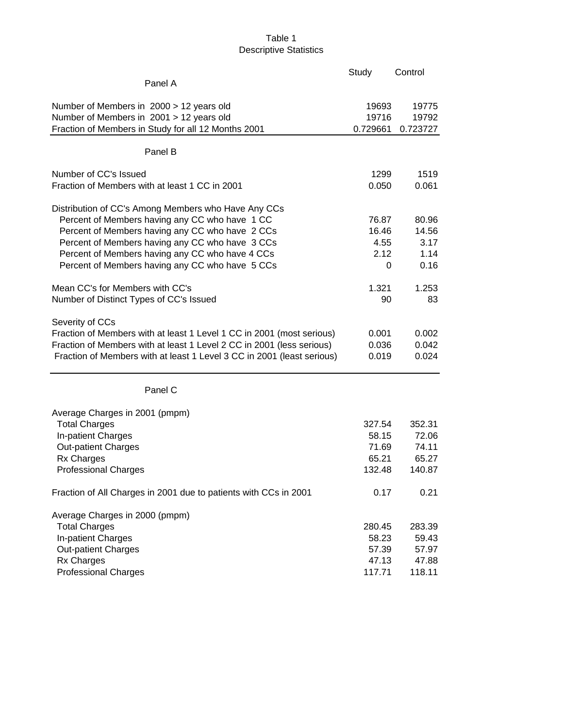# Table 1
## Descriptive Statistics

| Panel A | Study | Control |
|---|---|---|
| Number of Members in 2000 > 12 years old | 19693 | 19775 |
| Number of Members in 2001 > 12 years old | 19716 | 19792 |
| Fraction of Members in Study for all 12 Months 2001 | 0.729661 | 0.723727 |
| **Panel B** | | |
| Number of CC's Issued | 1299 | 1519 |
| Fraction of Members with at least 1 CC in 2001 | 0.050 | 0.061 |
| Distribution of CC's Among Members who Have Any CCs | | |
| Percent of Members having any CC who have 1 CC | 76.87 | 80.96 |
| Percent of Members having any CC who have 2 CCs | 16.46 | 14.56 |
| Percent of Members having any CC who have 3 CCs | 4.55 | 3.17 |
| Percent of Members having any CC who have 4 CCs | 2.12 | 1.14 |
| Percent of Members having any CC who have 5 CCs | 0 | 0.16 |
| Mean CC's for Members with CC's | 1.321 | 1.253 |
| Number of Distinct Types of CC's Issued | 90 | 83 |
| Severity of CCs | | |
| Fraction of Members with at least 1 Level 1 CC in 2001 (most serious) | 0.001 | 0.002 |
| Fraction of Members with at least 1 Level 2 CC in 2001 (less serious) | 0.036 | 0.042 |
| Fraction of Members with at least 1 Level 3 CC in 2001 (least serious) | 0.019 | 0.024 |
| **Panel C** | | |
| Average Charges in 2001 (pmpm) | | |
| Total Charges | 327.54 | 352.31 |
| In-patient Charges | 58.15 | 72.06 |
| Out-patient Charges | 71.69 | 74.11 |
| Rx Charges | 65.21 | 65.27 |
| Professional Charges | 132.48 | 140.87 |
| Fraction of All Charges in 2001 due to patients with CCs in 2001 | 0.17 | 0.21 |
| Average Charges in 2000 (pmpm) | | |
| Total Charges | 280.45 | 283.39 |
| In-patient Charges | 58.23 | 59.43 |
| Out-patient Charges | 57.39 | 57.97 |
| Rx Charges | 47.13 | 47.88 |
| Professional Charges | 117.71 | 118.11 |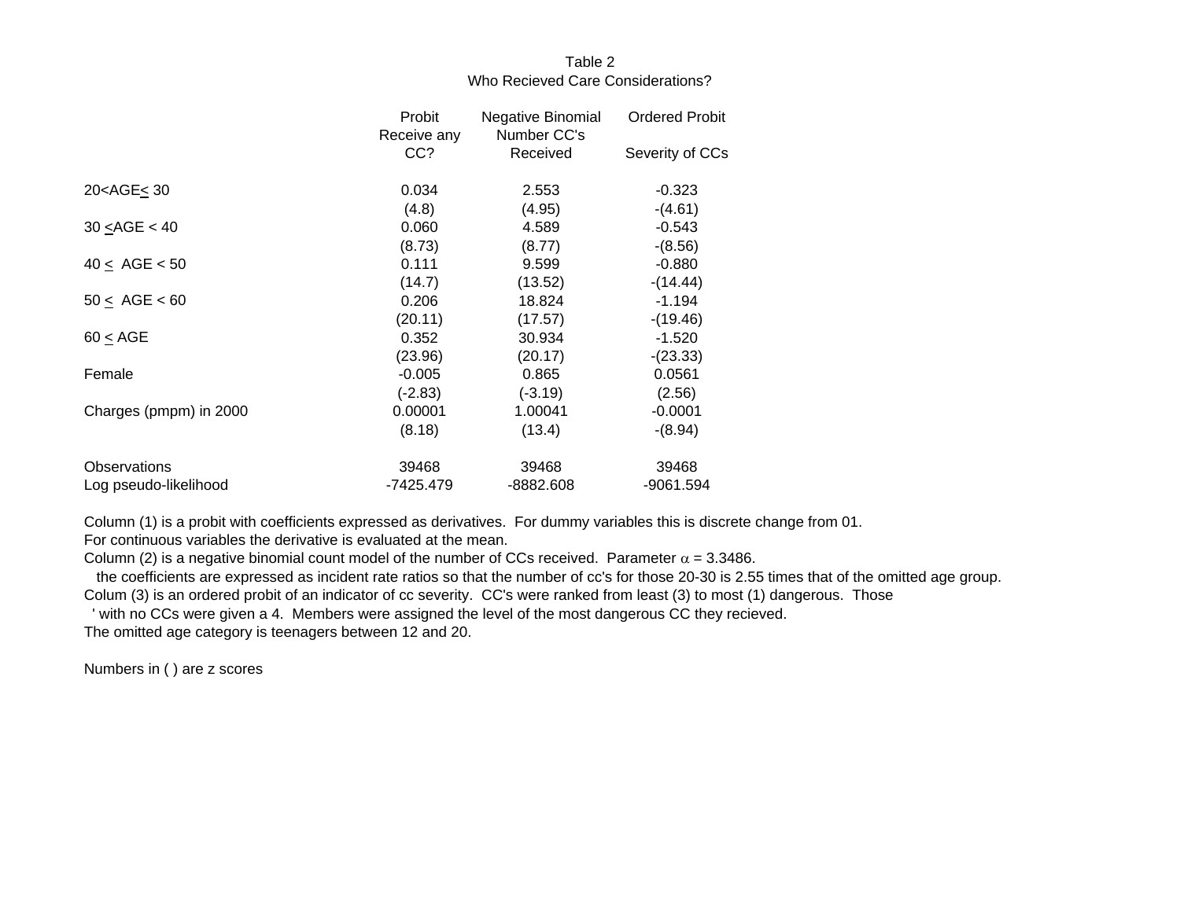Table 2
Who Recieved Care Considerations?

| | Probit<br>Receive any CC? | Negative Binomial<br>Number CC's Received | Ordered Probit<br>Severity of CCs |
|---|---|---|---|
| 20<AGE≤ 30 | 0.034 | 2.553 | -0.323 |
| | (4.8) | (4.95) | -(4.61) |
| 30 ≤AGE < 40 | 0.060 | 4.589 | -0.543 |
| | (8.73) | (8.77) | -(8.56) |
| 40 ≤ AGE < 50 | 0.111 | 9.599 | -0.880 |
| | (14.7) | (13.52) | -(14.44) |
| 50 ≤ AGE < 60 | 0.206 | 18.824 | -1.194 |
| | (20.11) | (17.57) | -(19.46) |
| 60 ≤ AGE | 0.352 | 30.934 | -1.520 |
| | (23.96) | (20.17) | -(23.33) |
| Female | -0.005 | 0.865 | 0.0561 |
| | (-2.83) | (-3.19) | (2.56) |
| Charges (pmpm) in 2000 | 0.00001 | 1.00041 | -0.0001 |
| | (8.18) | (13.4) | -(8.94) |
| Observations | 39468 | 39468 | 39468 |
| Log pseudo-likelihood | -7425.479 | -8882.608 | -9061.594 |

Column (1) is a probit with coefficients expressed as derivatives. For dummy variables this is discrete change from 01.
For continuous variables the derivative is evaluated at the mean.
Column (2) is a negative binomial count model of the number of CCs received. Parameter $\alpha = 3.3486$.
the coefficients are expressed as incident rate ratios so that the number of cc's for those 20-30 is 2.55 times that of the omitted age group.
Colum (3) is an ordered probit of an indicator of cc severity. CC's were ranked from least (3) to most (1) dangerous. Those
' with no CCs were given a 4. Members were assigned the level of the most dangerous CC they recieved.
The omitted age category is teenagers between 12 and 20.

Numbers in ( ) are z scores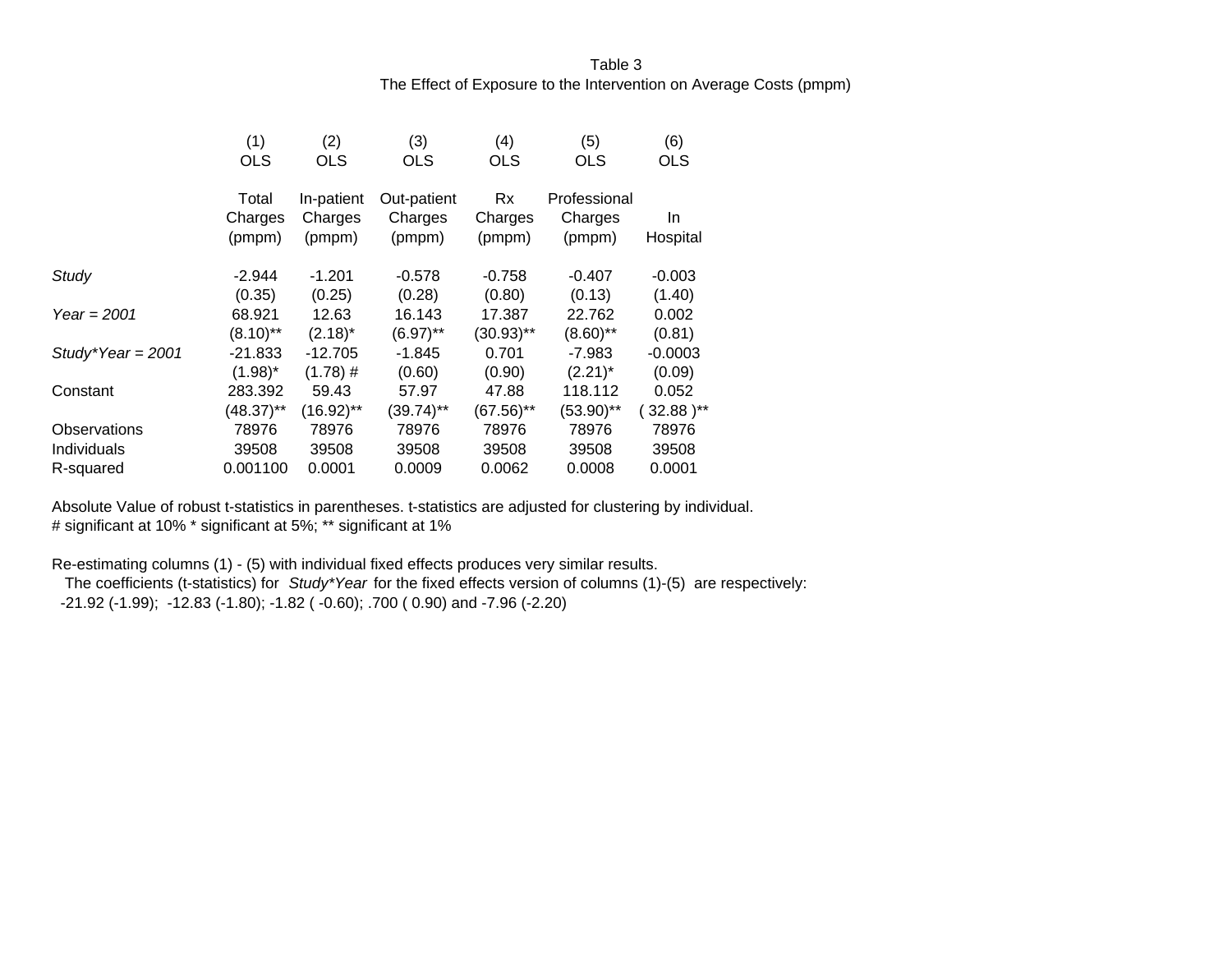Table 3
The Effect of Exposure to the Intervention on Average Costs (pmpm)

| | (1) OLS | (2) OLS | (3) OLS | (4) OLS | (5) OLS | (6) OLS |
|---|---|---|---|---|---|---|
| | Total Charges (pmpm) | In-patient Charges (pmpm) | Out-patient Charges (pmpm) | Rx Charges (pmpm) | Professional Charges (pmpm) | In Hospital |
| *Study* | -2.944 | -1.201 | -0.578 | -0.758 | -0.407 | -0.003 |
| | (0.35) | (0.25) | (0.28) | (0.80) | (0.13) | (1.40) |
| *Year = 2001* | 68.921 | 12.63 | 16.143 | 17.387 | 22.762 | 0.002 |
| | (8.10)** | (2.18)* | (6.97)** | (30.93)** | (8.60)** | (0.81) |
| *Study*Year = 2001* | -21.833 | -12.705 | -1.845 | 0.701 | -7.983 | -0.0003 |
| | (1.98)* | (1.78) # | (0.60) | (0.90) | (2.21)* | (0.09) |
| Constant | 283.392 | 59.43 | 57.97 | 47.88 | 118.112 | 0.052 |
| | (48.37)** | (16.92)** | (39.74)** | (67.56)** | (53.90)** | ( 32.88 )** |
| Observations | 78976 | 78976 | 78976 | 78976 | 78976 | 78976 |
| Individuals | 39508 | 39508 | 39508 | 39508 | 39508 | 39508 |
| R-squared | 0.001100 | 0.0001 | 0.0009 | 0.0062 | 0.0008 | 0.0001 |

Absolute Value of robust t-statistics in parentheses. t-statistics are adjusted for clustering by individual.
# significant at 10% * significant at 5%; ** significant at 1%

Re-estimating columns (1) - (5) with individual fixed effects produces very similar results.
The coefficients (t-statistics) for *Study*Year* for the fixed effects version of columns (1)-(5) are respectively:
-21.92 (-1.99); -12.83 (-1.80); -1.82 ( -0.60); .700 ( 0.90) and -7.96 (-2.20)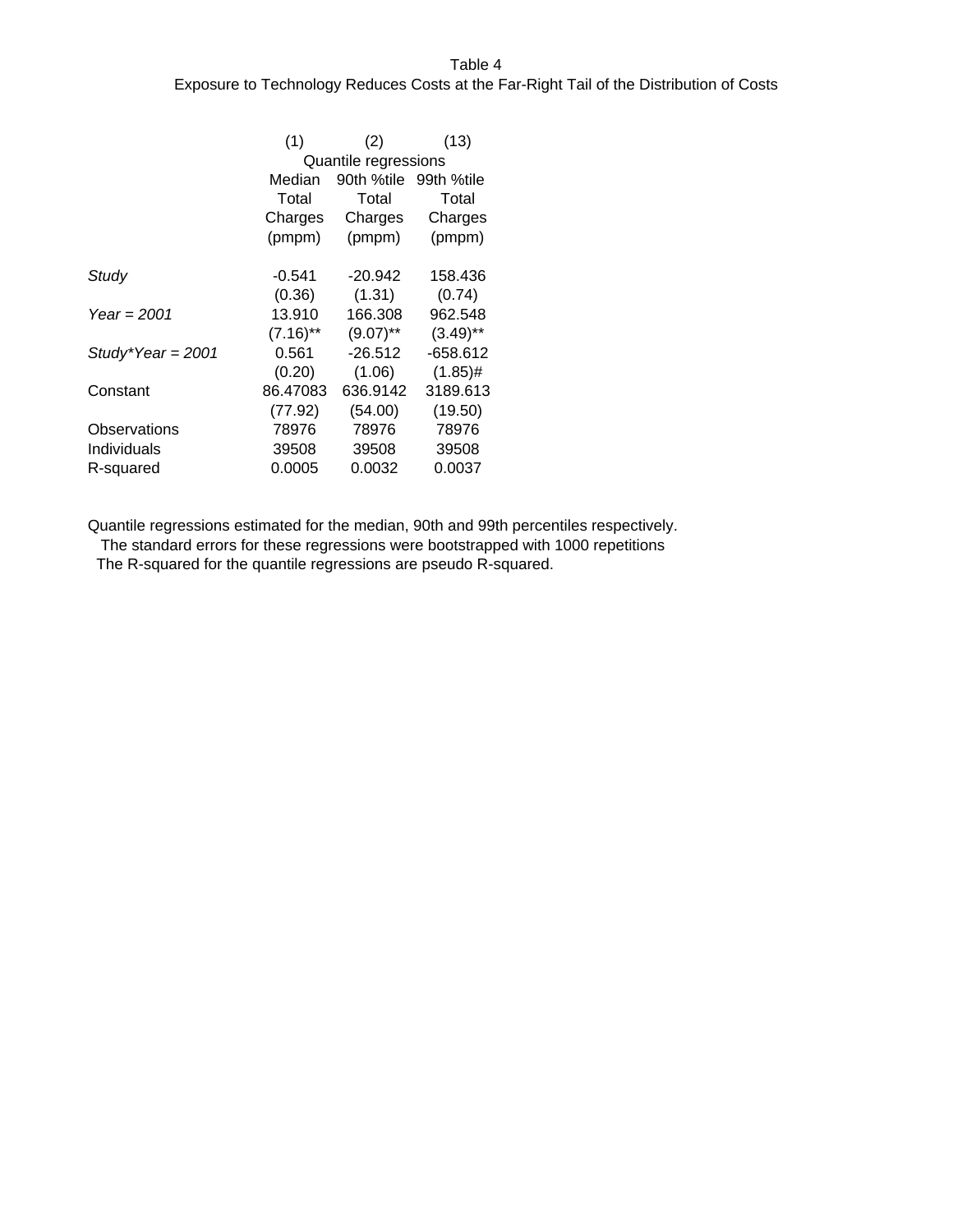Table 4

Exposure to Technology Reduces Costs at the Far-Right Tail of the Distribution of Costs

| | (1) | (2) | (13) |
|---|---|---|---|
| | Quantile regressions | | |
| | Median Total Charges (pmpm) | 90th %tile Total Charges (pmpm) | 99th %tile Total Charges (pmpm) |
| *Study* | -0.541 | -20.942 | 158.436 |
| | (0.36) | (1.31) | (0.74) |
| *Year = 2001* | 13.910 | 166.308 | 962.548 |
| | (7.16)** | (9.07)** | (3.49)** |
| *Study*Year = 2001* | 0.561 | -26.512 | -658.612 |
| | (0.20) | (1.06) | (1.85)# |
| Constant | 86.47083 | 636.9142 | 3189.613 |
| | (77.92) | (54.00) | (19.50) |
| Observations | 78976 | 78976 | 78976 |
| Individuals | 39508 | 39508 | 39508 |
| R-squared | 0.0005 | 0.0032 | 0.0037 |

Quantile regressions estimated for the median, 90th and 99th percentiles respectively.
The standard errors for these regressions were bootstrapped with 1000 repetitions
The R-squared for the quantile regressions are pseudo R-squared.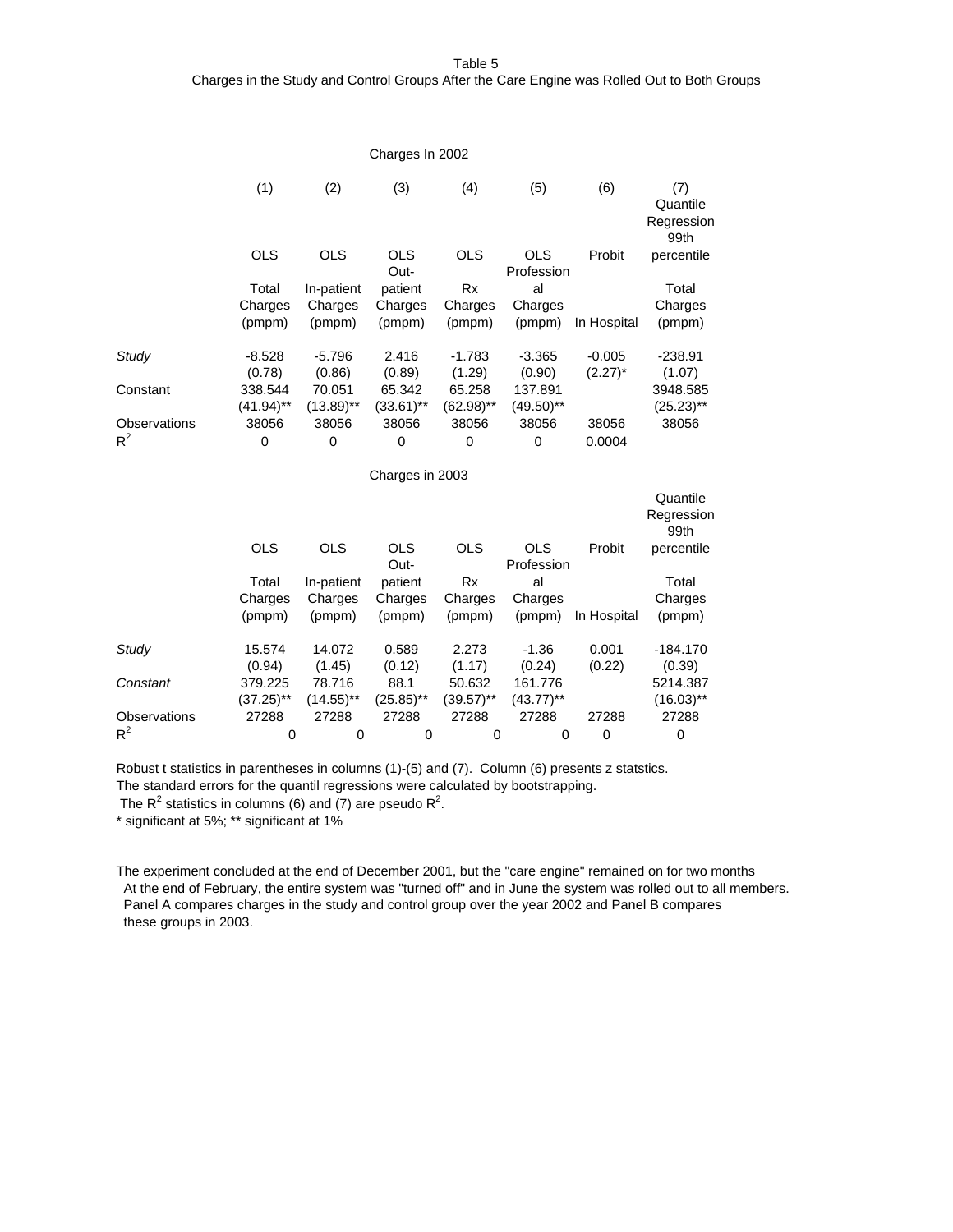Table 5
Charges in the Study and Control Groups After the Care Engine was Rolled Out to Both Groups

Charges In 2002

| | (1) | (2) | (3) | (4) | (5) | (6) | (7) Quantile Regression 99th percentile |
|---|---|---|---|---|---|---|---|
| | OLS | OLS | OLS | OLS | OLS | Probit | |
| | Total Charges (pmpm) | In-patient Charges (pmpm) | Out-patient Charges (pmpm) | Rx Charges (pmpm) | Professional Charges (pmpm) | In Hospital | Total Charges (pmpm) |
| *Study* | -8.528 | -5.796 | 2.416 | -1.783 | -3.365 | -0.005 | -238.91 |
| | (0.78) | (0.86) | (0.89) | (1.29) | (0.90) | (2.27)* | (1.07) |
| Constant | 338.544 | 70.051 | 65.342 | 65.258 | 137.891 | | 3948.585 |
| | (41.94)** | (13.89)** | (33.61)** | (62.98)** | (49.50)** | | (25.23)** |
| Observations | 38056 | 38056 | 38056 | 38056 | 38056 | 38056 | 38056 |
| $R^2$ | 0 | 0 | 0 | 0 | 0 | 0.0004 | |

Charges in 2003

| | OLS | OLS | OLS | OLS | OLS | Probit | Quantile Regression 99th percentile |
|---|---|---|---|---|---|---|---|
| | Total Charges (pmpm) | In-patient Charges (pmpm) | Out-patient Charges (pmpm) | Rx Charges (pmpm) | Professional Charges (pmpm) | In Hospital | Total Charges (pmpm) |
| *Study* | 15.574 | 14.072 | 0.589 | 2.273 | -1.36 | 0.001 | -184.170 |
| | (0.94) | (1.45) | (0.12) | (1.17) | (0.24) | (0.22) | (0.39) |
| *Constant* | 379.225 | 78.716 | 88.1 | 50.632 | 161.776 | | 5214.387 |
| | (37.25)** | (14.55)** | (25.85)** | (39.57)** | (43.77)** | | (16.03)** |
| Observations | 27288 | 27288 | 27288 | 27288 | 27288 | 27288 | 27288 |
| $R^2$ | 0 | 0 | 0 | 0 | 0 | 0 | 0 |

Robust t statistics in parentheses in columns (1)-(5) and (7). Column (6) presents z statstics.
The standard errors for the quantil regressions were calculated by bootstrapping.
The $R^2$ statistics in columns (6) and (7) are pseudo $R^2$.
\* significant at 5%; ** significant at 1%

The experiment concluded at the end of December 2001, but the "care engine" remained on for two months
At the end of February, the entire system was "turned off" and in June the system was rolled out to all members.
Panel A compares charges in the study and control group over the year 2002 and Panel B compares
these groups in 2003.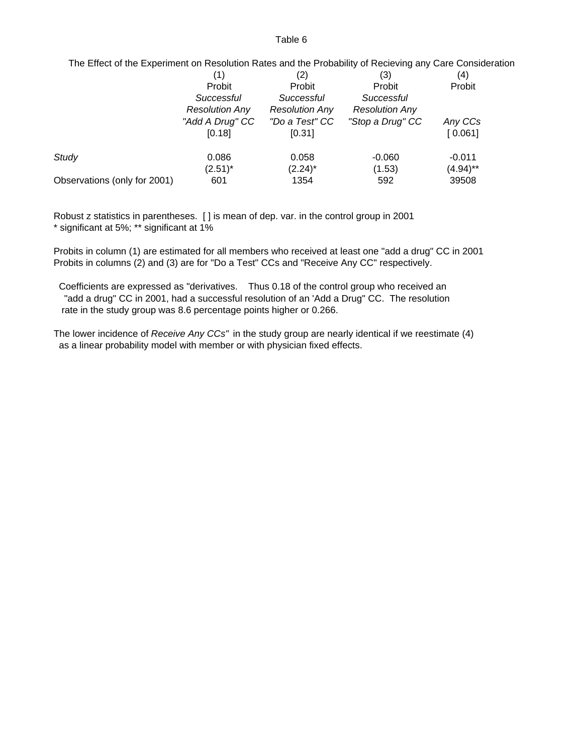Table 6

The Effect of the Experiment on Resolution Rates and the Probability of Recieving any Care Consideration

| | (1) | (2) | (3) | (4) |
|---|---|---|---|---|
| | Probit | Probit | Probit | Probit |
| | *Successful Resolution Any "Add A Drug" CC* | *Successful Resolution Any "Do a Test" CC* | *Successful Resolution Any "Stop a Drug" CC* | *Any CCs* |
| | [0.18] | [0.31] | | [ 0.061] |
| *Study* | 0.086 | 0.058 | -0.060 | -0.011 |
| | (2.51)* | (2.24)* | (1.53) | (4.94)** |
| Observations (only for 2001) | 601 | 1354 | 592 | 39508 |

Robust z statistics in parentheses. [ ] is mean of dep. var. in the control group in 2001
* significant at 5%; ** significant at 1%

Probits in column (1) are estimated for all members who received at least one "add a drug" CC in 2001
Probits in columns (2) and (3) are for "Do a Test" CCs and "Receive Any CC" respectively.

Coefficients are expressed as "derivatives. Thus 0.18 of the control group who received an "add a drug" CC in 2001, had a successful resolution of an 'Add a Drug" CC. The resolution rate in the study group was 8.6 percentage points higher or 0.266.

The lower incidence of *Receive Any CCs"* in the study group are nearly identical if we reestimate (4) as a linear probability model with member or with physician fixed effects.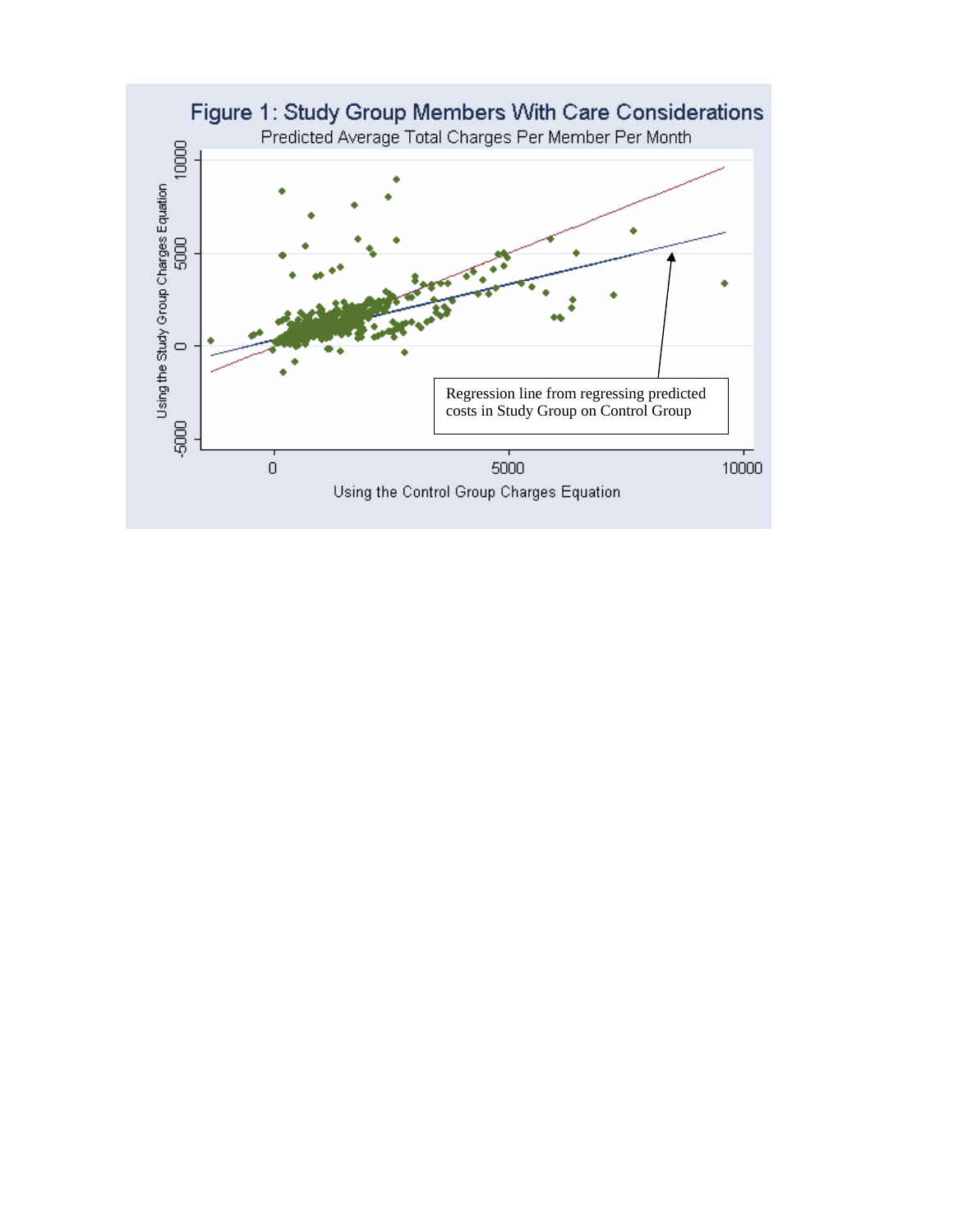# Figure 1: Study Group Members With Care Considerations

Predicted Average Total Charges Per Member Per Month

Using the Study Group Charges Equation

Using the Control Group Charges Equation

Regression line from regressing predicted costs in Study Group on Control Group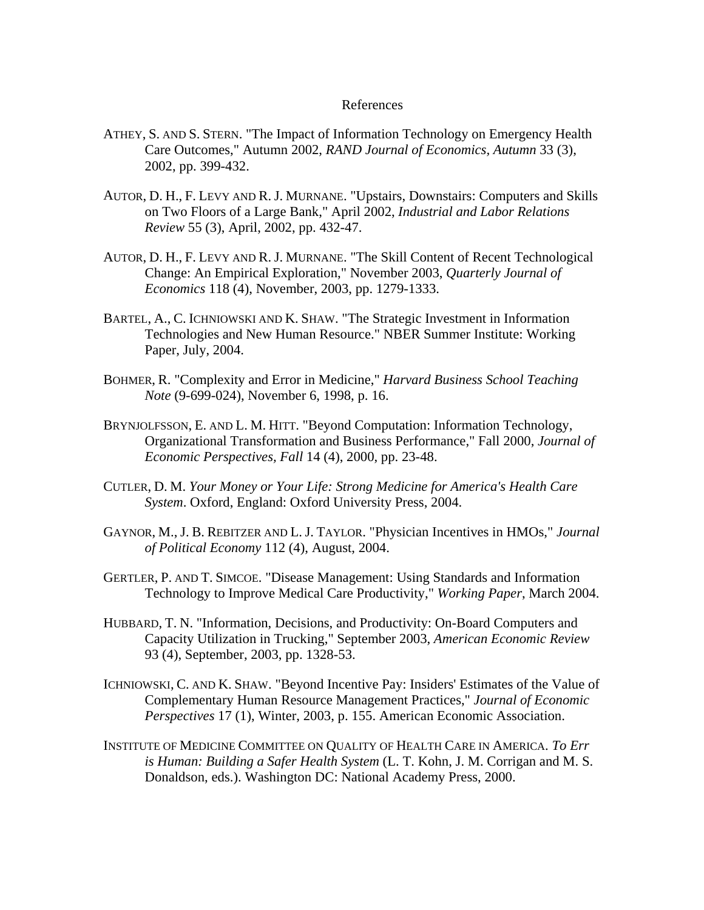References

ATHEY, S. AND S. STERN. "The Impact of Information Technology on Emergency Health Care Outcomes," Autumn 2002, *RAND Journal of Economics, Autumn* 33 (3), 2002, pp. 399-432.

AUTOR, D. H., F. LEVY AND R. J. MURNANE. "Upstairs, Downstairs: Computers and Skills on Two Floors of a Large Bank," April 2002, *Industrial and Labor Relations Review* 55 (3), April, 2002, pp. 432-47.

AUTOR, D. H., F. LEVY AND R. J. MURNANE. "The Skill Content of Recent Technological Change: An Empirical Exploration," November 2003, *Quarterly Journal of Economics* 118 (4), November, 2003, pp. 1279-1333.

BARTEL, A., C. ICHNIOWSKI AND K. SHAW. "The Strategic Investment in Information Technologies and New Human Resource." NBER Summer Institute: Working Paper, July, 2004.

BOHMER, R. "Complexity and Error in Medicine," *Harvard Business School Teaching Note* (9-699-024), November 6, 1998, p. 16.

BRYNJOLFSSON, E. AND L. M. HITT. "Beyond Computation: Information Technology, Organizational Transformation and Business Performance," Fall 2000, *Journal of Economic Perspectives, Fall* 14 (4), 2000, pp. 23-48.

CUTLER, D. M. *Your Money or Your Life: Strong Medicine for America's Health Care System*. Oxford, England: Oxford University Press, 2004.

GAYNOR, M., J. B. REBITZER AND L. J. TAYLOR. "Physician Incentives in HMOs," *Journal of Political Economy* 112 (4), August, 2004.

GERTLER, P. AND T. SIMCOE. "Disease Management: Using Standards and Information Technology to Improve Medical Care Productivity," *Working Paper*, March 2004.

HUBBARD, T. N. "Information, Decisions, and Productivity: On-Board Computers and Capacity Utilization in Trucking," September 2003, *American Economic Review* 93 (4), September, 2003, pp. 1328-53.

ICHNIOWSKI, C. AND K. SHAW. "Beyond Incentive Pay: Insiders' Estimates of the Value of Complementary Human Resource Management Practices," *Journal of Economic Perspectives* 17 (1), Winter, 2003, p. 155. American Economic Association.

INSTITUTE OF MEDICINE COMMITTEE ON QUALITY OF HEALTH CARE IN AMERICA. *To Err is Human: Building a Safer Health System* (L. T. Kohn, J. M. Corrigan and M. S. Donaldson, eds.). Washington DC: National Academy Press, 2000.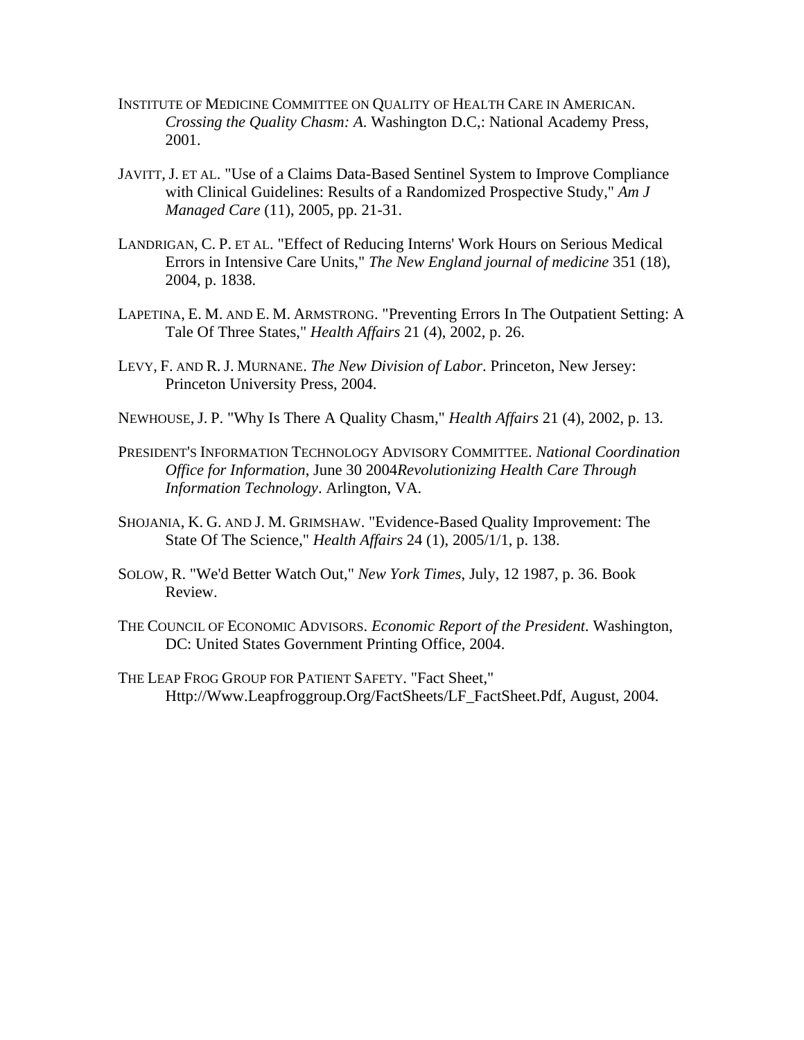INSTITUTE OF MEDICINE COMMITTEE ON QUALITY OF HEALTH CARE IN AMERICAN. *Crossing the Quality Chasm: A*. Washington D.C,: National Academy Press, 2001.

JAVITT, J. ET AL. "Use of a Claims Data-Based Sentinel System to Improve Compliance with Clinical Guidelines: Results of a Randomized Prospective Study," *Am J Managed Care* (11), 2005, pp. 21-31.

LANDRIGAN, C. P. ET AL. "Effect of Reducing Interns' Work Hours on Serious Medical Errors in Intensive Care Units," *The New England journal of medicine* 351 (18), 2004, p. 1838.

LAPETINA, E. M. AND E. M. ARMSTRONG. "Preventing Errors In The Outpatient Setting: A Tale Of Three States," *Health Affairs* 21 (4), 2002, p. 26.

LEVY, F. AND R. J. MURNANE. *The New Division of Labor*. Princeton, New Jersey: Princeton University Press, 2004.

NEWHOUSE, J. P. "Why Is There A Quality Chasm," *Health Affairs* 21 (4), 2002, p. 13.

PRESIDENT'S INFORMATION TECHNOLOGY ADVISORY COMMITTEE. *National Coordination Office for Information*, June 30 2004*Revolutionizing Health Care Through Information Technology*. Arlington, VA.

SHOJANIA, K. G. AND J. M. GRIMSHAW. "Evidence-Based Quality Improvement: The State Of The Science," *Health Affairs* 24 (1), 2005/1/1, p. 138.

SOLOW, R. "We'd Better Watch Out," *New York Times*, July, 12 1987, p. 36. Book Review.

THE COUNCIL OF ECONOMIC ADVISORS. *Economic Report of the President*. Washington, DC: United States Government Printing Office, 2004.

THE LEAP FROG GROUP FOR PATIENT SAFETY. "Fact Sheet," Http://Www.Leapfroggroup.Org/FactSheets/LF_FactSheet.Pdf, August, 2004.